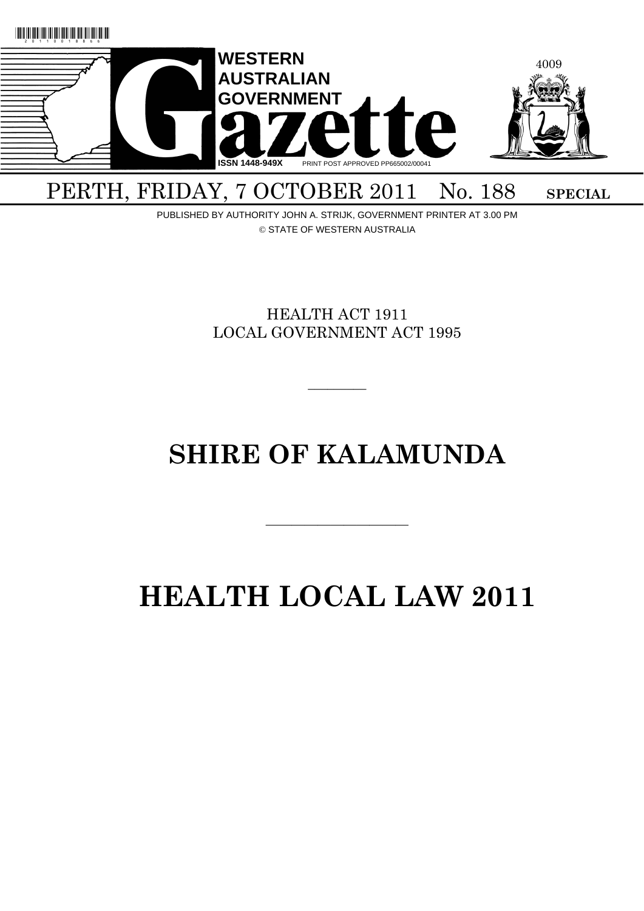# WESTERN AUSTRALIAN GOVERNMENT Gazette

ISSN 1448-949X PRINT POST APPROVED PP665002/00041

PERTH, FRIDAY, 7 OCTOBER 2011 No. 188 **SPECIAL**

PUBLISHED BY AUTHORITY JOHN A. STRIJK, GOVERNMENT PRINTER AT 3.00 PM

© STATE OF WESTERN AUSTRALIA

HEALTH ACT 1911

LOCAL GOVERNMENT ACT 1995

---

# SHIRE OF KALAMUNDA

---

# HEALTH LOCAL LAW 2011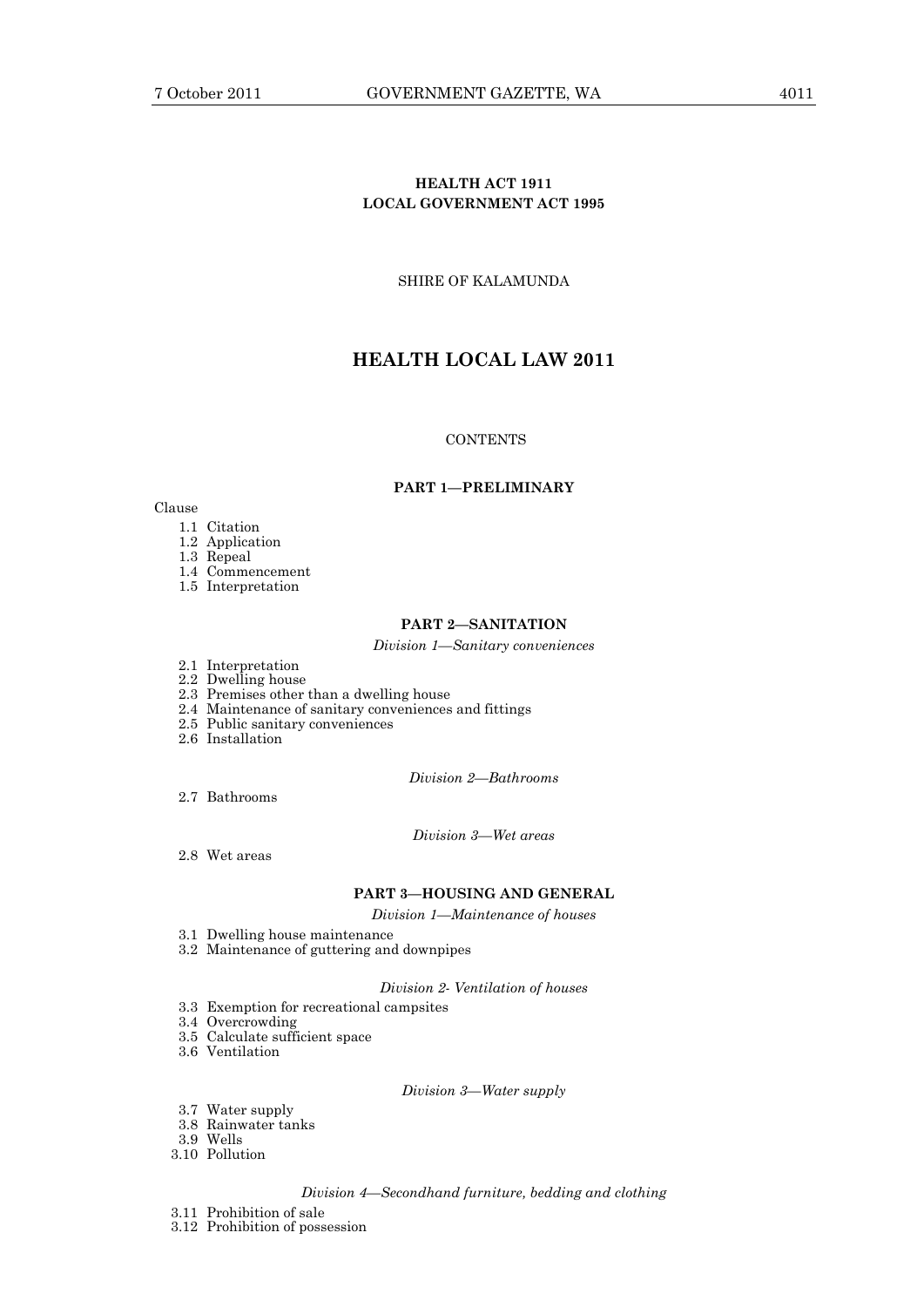**HEALTH ACT 1911**
**LOCAL GOVERNMENT ACT 1995**

SHIRE OF KALAMUNDA

# HEALTH LOCAL LAW 2011

CONTENTS

## PART 1—PRELIMINARY

Clause

1.1 Citation
1.2 Application
1.3 Repeal
1.4 Commencement
1.5 Interpretation

## PART 2—SANITATION

*Division 1—Sanitary conveniences*

2.1 Interpretation
2.2 Dwelling house
2.3 Premises other than a dwelling house
2.4 Maintenance of sanitary conveniences and fittings
2.5 Public sanitary conveniences
2.6 Installation

*Division 2—Bathrooms*

2.7 Bathrooms

*Division 3—Wet areas*

2.8 Wet areas

## PART 3—HOUSING AND GENERAL

*Division 1—Maintenance of houses*

3.1 Dwelling house maintenance
3.2 Maintenance of guttering and downpipes

*Division 2- Ventilation of houses*

3.3 Exemption for recreational campsites
3.4 Overcrowding
3.5 Calculate sufficient space
3.6 Ventilation

*Division 3—Water supply*

3.7 Water supply
3.8 Rainwater tanks
3.9 Wells
3.10 Pollution

*Division 4—Secondhand furniture, bedding and clothing*

3.11 Prohibition of sale
3.12 Prohibition of possession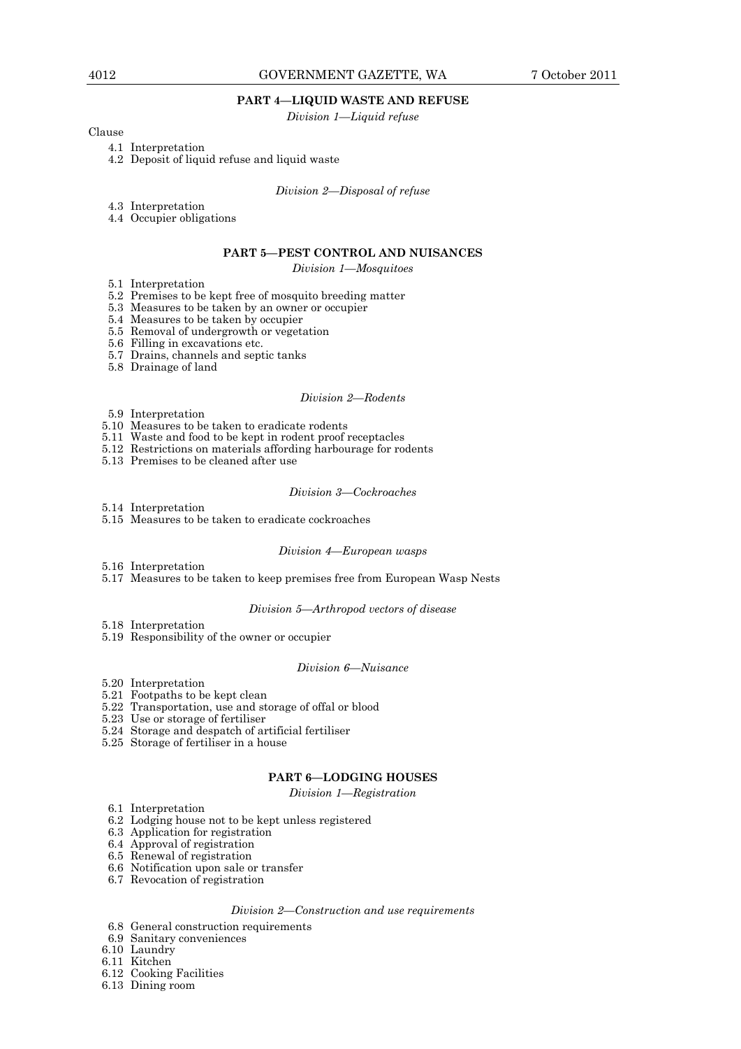**PART 4—LIQUID WASTE AND REFUSE**

*Division 1—Liquid refuse*

Clause

4.1 Interpretation
4.2 Deposit of liquid refuse and liquid waste

*Division 2—Disposal of refuse*

4.3 Interpretation
4.4 Occupier obligations

**PART 5—PEST CONTROL AND NUISANCES**

*Division 1—Mosquitoes*

5.1 Interpretation
5.2 Premises to be kept free of mosquito breeding matter
5.3 Measures to be taken by an owner or occupier
5.4 Measures to be taken by occupier
5.5 Removal of undergrowth or vegetation
5.6 Filling in excavations etc.
5.7 Drains, channels and septic tanks
5.8 Drainage of land

*Division 2—Rodents*

5.9 Interpretation
5.10 Measures to be taken to eradicate rodents
5.11 Waste and food to be kept in rodent proof receptacles
5.12 Restrictions on materials affording harbourage for rodents
5.13 Premises to be cleaned after use

*Division 3—Cockroaches*

5.14 Interpretation
5.15 Measures to be taken to eradicate cockroaches

*Division 4—European wasps*

5.16 Interpretation
5.17 Measures to be taken to keep premises free from European Wasp Nests

*Division 5—Arthropod vectors of disease*

5.18 Interpretation
5.19 Responsibility of the owner or occupier

*Division 6—Nuisance*

5.20 Interpretation
5.21 Footpaths to be kept clean
5.22 Transportation, use and storage of offal or blood
5.23 Use or storage of fertiliser
5.24 Storage and despatch of artificial fertiliser
5.25 Storage of fertiliser in a house

**PART 6—LODGING HOUSES**

*Division 1—Registration*

6.1 Interpretation
6.2 Lodging house not to be kept unless registered
6.3 Application for registration
6.4 Approval of registration
6.5 Renewal of registration
6.6 Notification upon sale or transfer
6.7 Revocation of registration

*Division 2—Construction and use requirements*

6.8 General construction requirements
6.9 Sanitary conveniences
6.10 Laundry
6.11 Kitchen
6.12 Cooking Facilities
6.13 Dining room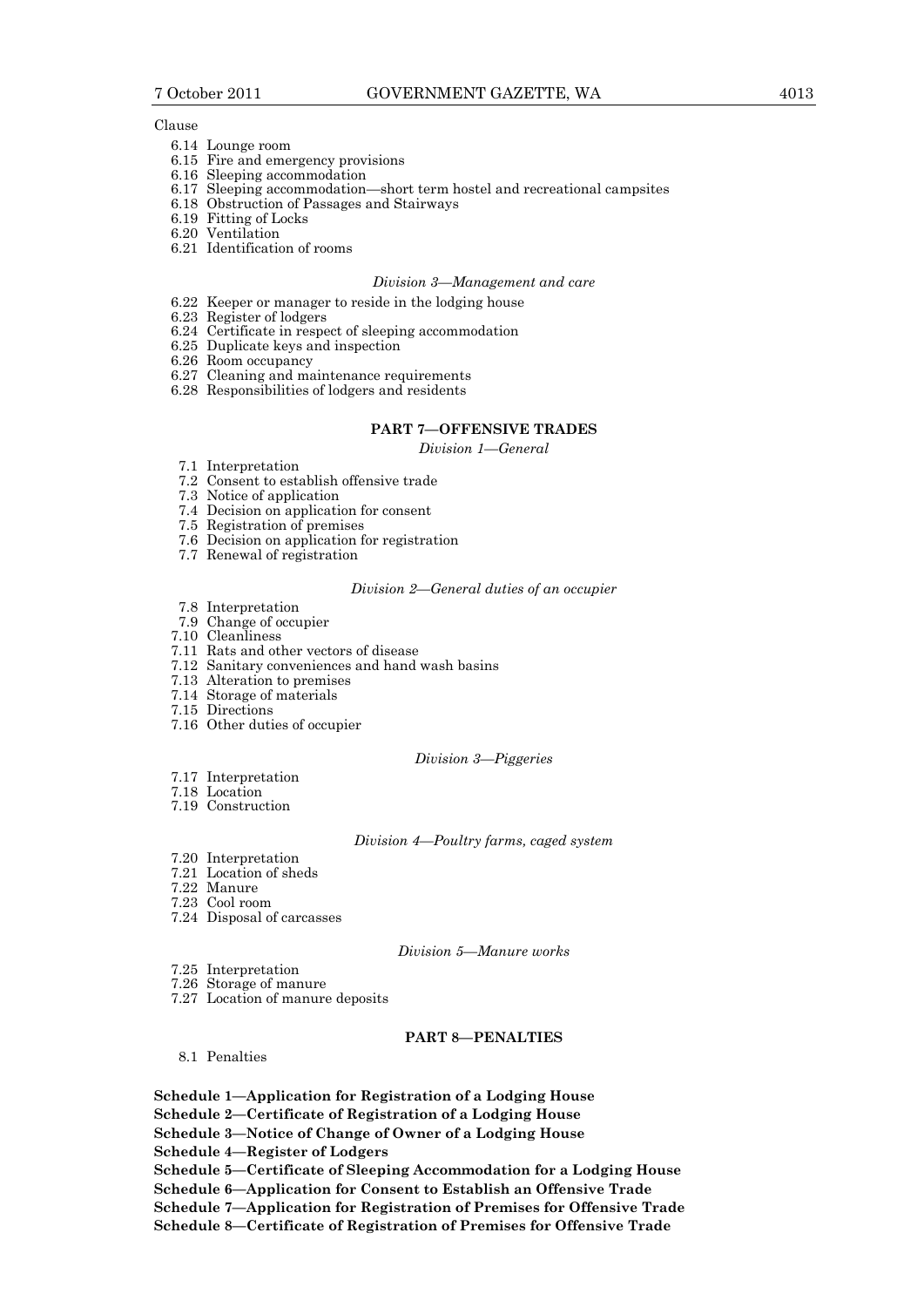Clause

6.14 Lounge room
6.15 Fire and emergency provisions
6.16 Sleeping accommodation
6.17 Sleeping accommodation—short term hostel and recreational campsites
6.18 Obstruction of Passages and Stairways
6.19 Fitting of Locks
6.20 Ventilation
6.21 Identification of rooms

*Division 3—Management and care*

6.22 Keeper or manager to reside in the lodging house
6.23 Register of lodgers
6.24 Certificate in respect of sleeping accommodation
6.25 Duplicate keys and inspection
6.26 Room occupancy
6.27 Cleaning and maintenance requirements
6.28 Responsibilities of lodgers and residents

**PART 7—OFFENSIVE TRADES**

*Division 1—General*

7.1 Interpretation
7.2 Consent to establish offensive trade
7.3 Notice of application
7.4 Decision on application for consent
7.5 Registration of premises
7.6 Decision on application for registration
7.7 Renewal of registration

*Division 2—General duties of an occupier*

7.8 Interpretation
7.9 Change of occupier
7.10 Cleanliness
7.11 Rats and other vectors of disease
7.12 Sanitary conveniences and hand wash basins
7.13 Alteration to premises
7.14 Storage of materials
7.15 Directions
7.16 Other duties of occupier

*Division 3—Piggeries*

7.17 Interpretation
7.18 Location
7.19 Construction

*Division 4—Poultry farms, caged system*

7.20 Interpretation
7.21 Location of sheds
7.22 Manure
7.23 Cool room
7.24 Disposal of carcasses

*Division 5—Manure works*

7.25 Interpretation
7.26 Storage of manure
7.27 Location of manure deposits

**PART 8—PENALTIES**

8.1 Penalties

**Schedule 1—Application for Registration of a Lodging House**
**Schedule 2—Certificate of Registration of a Lodging House**
**Schedule 3—Notice of Change of Owner of a Lodging House**
**Schedule 4—Register of Lodgers**
**Schedule 5—Certificate of Sleeping Accommodation for a Lodging House**
**Schedule 6—Application for Consent to Establish an Offensive Trade**
**Schedule 7—Application for Registration of Premises for Offensive Trade**
**Schedule 8—Certificate of Registration of Premises for Offensive Trade**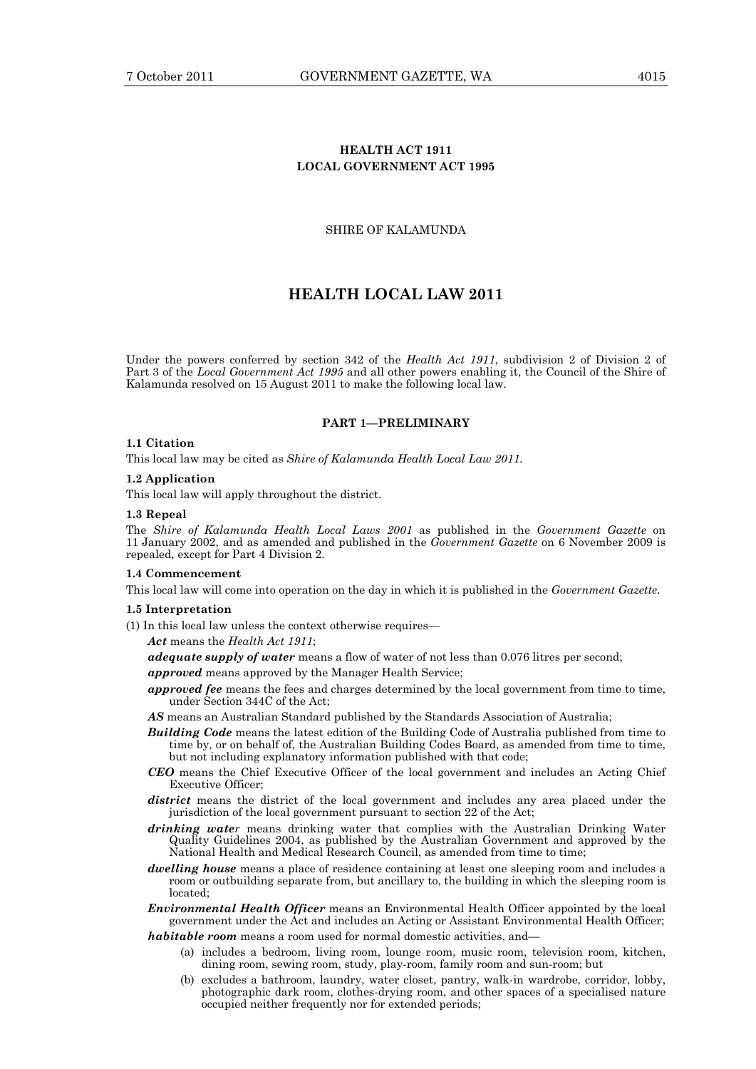**HEALTH ACT 1911**
**LOCAL GOVERNMENT ACT 1995**

SHIRE OF KALAMUNDA

# HEALTH LOCAL LAW 2011

Under the powers conferred by section 342 of the *Health Act 1911*, subdivision 2 of Division 2 of Part 3 of the *Local Government Act 1995* and all other powers enabling it, the Council of the Shire of Kalamunda resolved on 15 August 2011 to make the following local law.

## PART 1—PRELIMINARY

**1.1 Citation**

This local law may be cited as *Shire of Kalamunda Health Local Law 2011.*

**1.2 Application**

This local law will apply throughout the district.

**1.3 Repeal**

The *Shire of Kalamunda Health Local Laws 2001* as published in the *Government Gazette* on 11 January 2002, and as amended and published in the *Government Gazette* on 6 November 2009 is repealed, except for Part 4 Division 2.

**1.4 Commencement**

This local law will come into operation on the day in which it is published in the *Government Gazette.*

**1.5 Interpretation**

(1) In this local law unless the context otherwise requires—

***Act*** means the *Health Act 1911*;

***adequate supply of water*** means a flow of water of not less than 0.076 litres per second;

***approved*** means approved by the Manager Health Service;

***approved fee*** means the fees and charges determined by the local government from time to time, under Section 344C of the Act;

***AS*** means an Australian Standard published by the Standards Association of Australia;

***Building Code*** means the latest edition of the Building Code of Australia published from time to time by, or on behalf of, the Australian Building Codes Board, as amended from time to time, but not including explanatory information published with that code;

***CEO*** means the Chief Executive Officer of the local government and includes an Acting Chief Executive Officer;

***district*** means the district of the local government and includes any area placed under the jurisdiction of the local government pursuant to section 22 of the Act;

***drinking water*** means drinking water that complies with the Australian Drinking Water Quality Guidelines 2004, as published by the Australian Government and approved by the National Health and Medical Research Council, as amended from time to time;

***dwelling house*** means a place of residence containing at least one sleeping room and includes a room or outbuilding separate from, but ancillary to, the building in which the sleeping room is located;

***Environmental Health Officer*** means an Environmental Health Officer appointed by the local government under the Act and includes an Acting or Assistant Environmental Health Officer;

***habitable room*** means a room used for normal domestic activities, and—

(a) includes a bedroom, living room, lounge room, music room, television room, kitchen, dining room, sewing room, study, play-room, family room and sun-room; but

(b) excludes a bathroom, laundry, water closet, pantry, walk-in wardrobe, corridor, lobby, photographic dark room, clothes-drying room, and other spaces of a specialised nature occupied neither frequently nor for extended periods;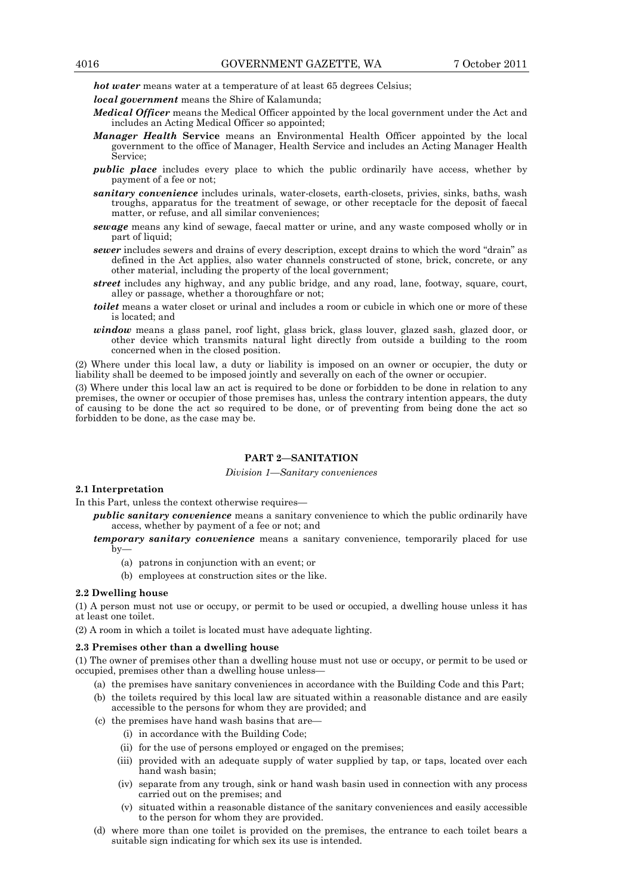***hot water*** means water at a temperature of at least 65 degrees Celsius;

***local government*** means the Shire of Kalamunda;

***Medical Officer*** means the Medical Officer appointed by the local government under the Act and includes an Acting Medical Officer so appointed;

***Manager Health* Service** means an Environmental Health Officer appointed by the local government to the office of Manager, Health Service and includes an Acting Manager Health Service;

***public place*** includes every place to which the public ordinarily have access, whether by payment of a fee or not;

***sanitary convenience*** includes urinals, water-closets, earth-closets, privies, sinks, baths, wash troughs, apparatus for the treatment of sewage, or other receptacle for the deposit of faecal matter, or refuse, and all similar conveniences;

***sewage*** means any kind of sewage, faecal matter or urine, and any waste composed wholly or in part of liquid;

***sewer*** includes sewers and drains of every description, except drains to which the word "drain" as defined in the Act applies, also water channels constructed of stone, brick, concrete, or any other material, including the property of the local government;

***street*** includes any highway, and any public bridge, and any road, lane, footway, square, court, alley or passage, whether a thoroughfare or not;

***toilet*** means a water closet or urinal and includes a room or cubicle in which one or more of these is located; and

***window*** means a glass panel, roof light, glass brick, glass louver, glazed sash, glazed door, or other device which transmits natural light directly from outside a building to the room concerned when in the closed position.

(2) Where under this local law, a duty or liability is imposed on an owner or occupier, the duty or liability shall be deemed to be imposed jointly and severally on each of the owner or occupier.

(3) Where under this local law an act is required to be done or forbidden to be done in relation to any premises, the owner or occupier of those premises has, unless the contrary intention appears, the duty of causing to be done the act so required to be done, or of preventing from being done the act so forbidden to be done, as the case may be.

## PART 2—SANITATION

*Division 1—Sanitary conveniences*

### 2.1 Interpretation

In this Part, unless the context otherwise requires—

***public sanitary convenience*** means a sanitary convenience to which the public ordinarily have access, whether by payment of a fee or not; and

***temporary sanitary convenience*** means a sanitary convenience, temporarily placed for use by—

- (a) patrons in conjunction with an event; or
- (b) employees at construction sites or the like.

### 2.2 Dwelling house

(1) A person must not use or occupy, or permit to be used or occupied, a dwelling house unless it has at least one toilet.

(2) A room in which a toilet is located must have adequate lighting.

### 2.3 Premises other than a dwelling house

(1) The owner of premises other than a dwelling house must not use or occupy, or permit to be used or occupied, premises other than a dwelling house unless—

- (a) the premises have sanitary conveniences in accordance with the Building Code and this Part;
- (b) the toilets required by this local law are situated within a reasonable distance and are easily accessible to the persons for whom they are provided; and
- (c) the premises have hand wash basins that are—
  - (i) in accordance with the Building Code;
  - (ii) for the use of persons employed or engaged on the premises;
  - (iii) provided with an adequate supply of water supplied by tap, or taps, located over each hand wash basin;
  - (iv) separate from any trough, sink or hand wash basin used in connection with any process carried out on the premises; and
  - (v) situated within a reasonable distance of the sanitary conveniences and easily accessible to the person for whom they are provided.
- (d) where more than one toilet is provided on the premises, the entrance to each toilet bears a suitable sign indicating for which sex its use is intended.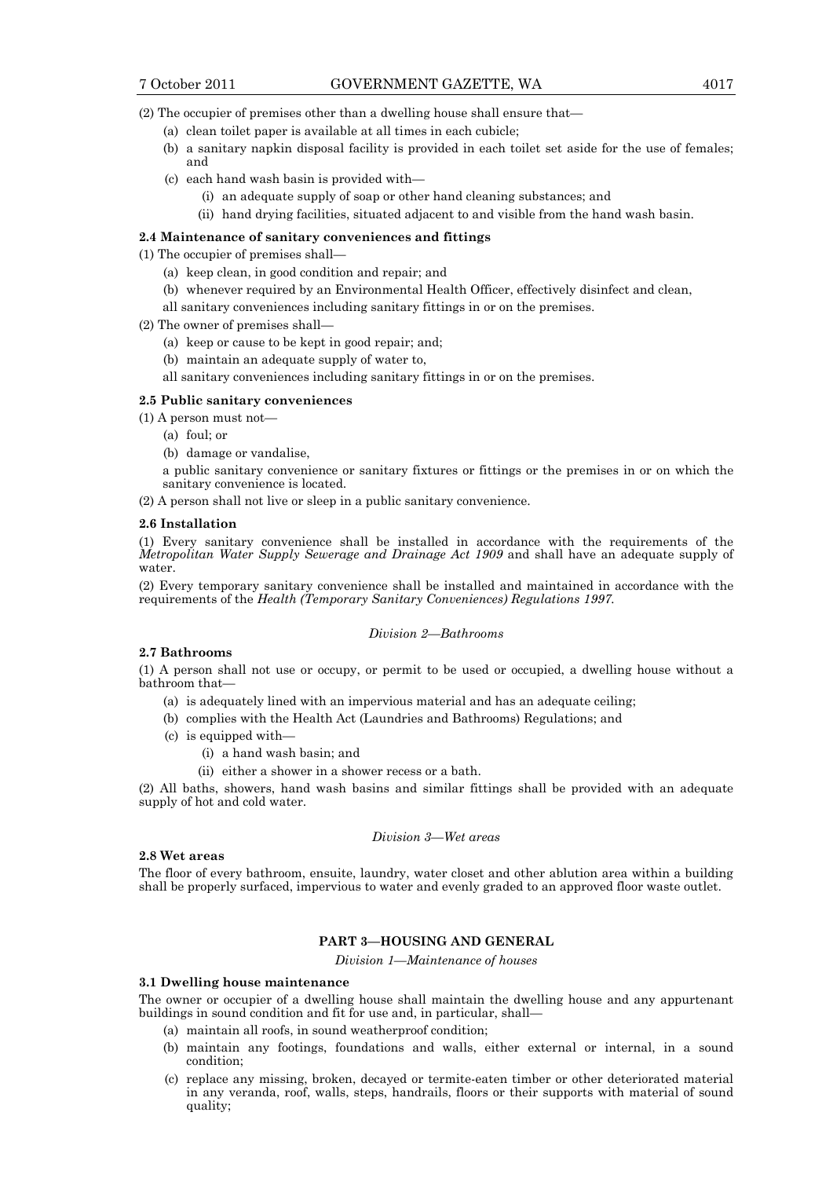(2) The occupier of premises other than a dwelling house shall ensure that—

- (a) clean toilet paper is available at all times in each cubicle;
- (b) a sanitary napkin disposal facility is provided in each toilet set aside for the use of females; and
- (c) each hand wash basin is provided with—
  - (i) an adequate supply of soap or other hand cleaning substances; and
  - (ii) hand drying facilities, situated adjacent to and visible from the hand wash basin.

**2.4 Maintenance of sanitary conveniences and fittings**

(1) The occupier of premises shall—

- (a) keep clean, in good condition and repair; and
- (b) whenever required by an Environmental Health Officer, effectively disinfect and clean,

all sanitary conveniences including sanitary fittings in or on the premises.

(2) The owner of premises shall—

- (a) keep or cause to be kept in good repair; and;
- (b) maintain an adequate supply of water to,

all sanitary conveniences including sanitary fittings in or on the premises.

**2.5 Public sanitary conveniences**

(1) A person must not—

- (a) foul; or
- (b) damage or vandalise,

a public sanitary convenience or sanitary fixtures or fittings or the premises in or on which the sanitary convenience is located.

(2) A person shall not live or sleep in a public sanitary convenience.

**2.6 Installation**

(1) Every sanitary convenience shall be installed in accordance with the requirements of the *Metropolitan Water Supply Sewerage and Drainage Act 1909* and shall have an adequate supply of water.

(2) Every temporary sanitary convenience shall be installed and maintained in accordance with the requirements of the *Health (Temporary Sanitary Conveniences) Regulations 1997.*

*Division 2—Bathrooms*

**2.7 Bathrooms**

(1) A person shall not use or occupy, or permit to be used or occupied, a dwelling house without a bathroom that—

- (a) is adequately lined with an impervious material and has an adequate ceiling;
- (b) complies with the Health Act (Laundries and Bathrooms) Regulations; and
- (c) is equipped with—
  - (i) a hand wash basin; and
  - (ii) either a shower in a shower recess or a bath.

(2) All baths, showers, hand wash basins and similar fittings shall be provided with an adequate supply of hot and cold water.

*Division 3—Wet areas*

**2.8 Wet areas**

The floor of every bathroom, ensuite, laundry, water closet and other ablution area within a building shall be properly surfaced, impervious to water and evenly graded to an approved floor waste outlet.

## PART 3—HOUSING AND GENERAL

*Division 1—Maintenance of houses*

**3.1 Dwelling house maintenance**

The owner or occupier of a dwelling house shall maintain the dwelling house and any appurtenant buildings in sound condition and fit for use and, in particular, shall—

- (a) maintain all roofs, in sound weatherproof condition;
- (b) maintain any footings, foundations and walls, either external or internal, in a sound condition;
- (c) replace any missing, broken, decayed or termite-eaten timber or other deteriorated material in any veranda, roof, walls, steps, handrails, floors or their supports with material of sound quality;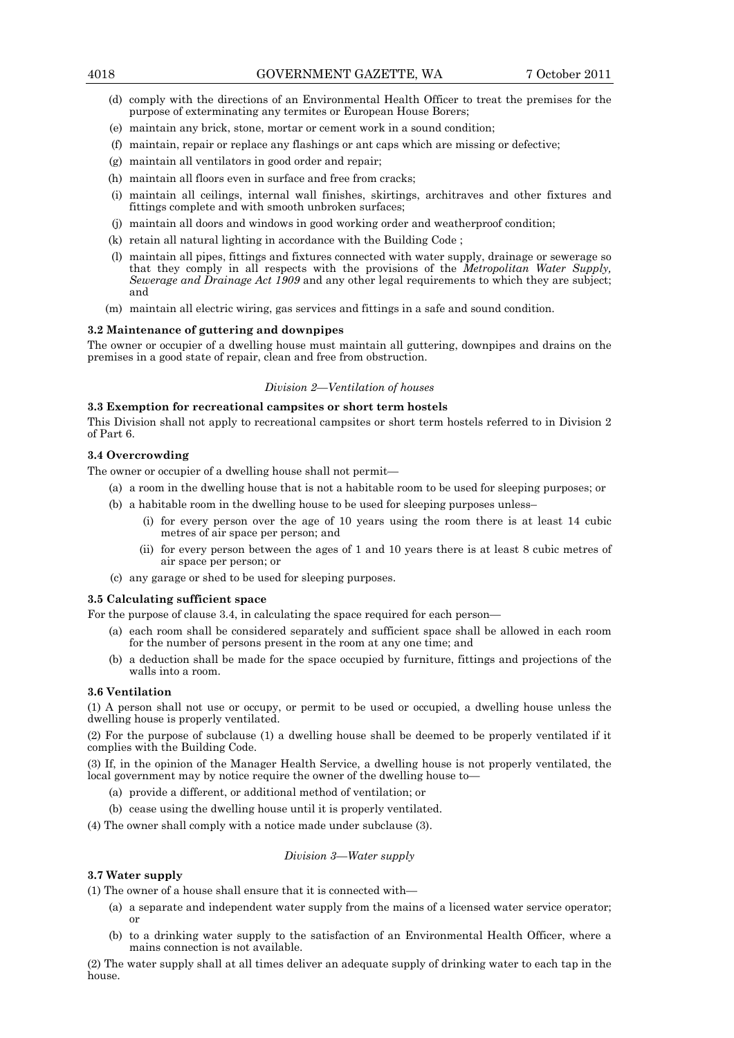(d) comply with the directions of an Environmental Health Officer to treat the premises for the purpose of exterminating any termites or European House Borers;

(e) maintain any brick, stone, mortar or cement work in a sound condition;

(f) maintain, repair or replace any flashings or ant caps which are missing or defective;

(g) maintain all ventilators in good order and repair;

(h) maintain all floors even in surface and free from cracks;

(i) maintain all ceilings, internal wall finishes, skirtings, architraves and other fixtures and fittings complete and with smooth unbroken surfaces;

(j) maintain all doors and windows in good working order and weatherproof condition;

(k) retain all natural lighting in accordance with the Building Code ;

(l) maintain all pipes, fittings and fixtures connected with water supply, drainage or sewerage so that they comply in all respects with the provisions of the *Metropolitan Water Supply, Sewerage and Drainage Act 1909* and any other legal requirements to which they are subject; and

(m) maintain all electric wiring, gas services and fittings in a safe and sound condition.

**3.2 Maintenance of guttering and downpipes**

The owner or occupier of a dwelling house must maintain all guttering, downpipes and drains on the premises in a good state of repair, clean and free from obstruction.

*Division 2—Ventilation of houses*

**3.3 Exemption for recreational campsites or short term hostels**

This Division shall not apply to recreational campsites or short term hostels referred to in Division 2 of Part 6.

**3.4 Overcrowding**

The owner or occupier of a dwelling house shall not permit—

(a) a room in the dwelling house that is not a habitable room to be used for sleeping purposes; or

(b) a habitable room in the dwelling house to be used for sleeping purposes unless–

(i) for every person over the age of 10 years using the room there is at least 14 cubic metres of air space per person; and

(ii) for every person between the ages of 1 and 10 years there is at least 8 cubic metres of air space per person; or

(c) any garage or shed to be used for sleeping purposes.

**3.5 Calculating sufficient space**

For the purpose of clause 3.4, in calculating the space required for each person—

(a) each room shall be considered separately and sufficient space shall be allowed in each room for the number of persons present in the room at any one time; and

(b) a deduction shall be made for the space occupied by furniture, fittings and projections of the walls into a room.

**3.6 Ventilation**

(1) A person shall not use or occupy, or permit to be used or occupied, a dwelling house unless the dwelling house is properly ventilated.

(2) For the purpose of subclause (1) a dwelling house shall be deemed to be properly ventilated if it complies with the Building Code.

(3) If, in the opinion of the Manager Health Service, a dwelling house is not properly ventilated, the local government may by notice require the owner of the dwelling house to—

(a) provide a different, or additional method of ventilation; or

(b) cease using the dwelling house until it is properly ventilated.

(4) The owner shall comply with a notice made under subclause (3).

*Division 3—Water supply*

**3.7 Water supply**

(1) The owner of a house shall ensure that it is connected with—

(a) a separate and independent water supply from the mains of a licensed water service operator; or

(b) to a drinking water supply to the satisfaction of an Environmental Health Officer, where a mains connection is not available.

(2) The water supply shall at all times deliver an adequate supply of drinking water to each tap in the house.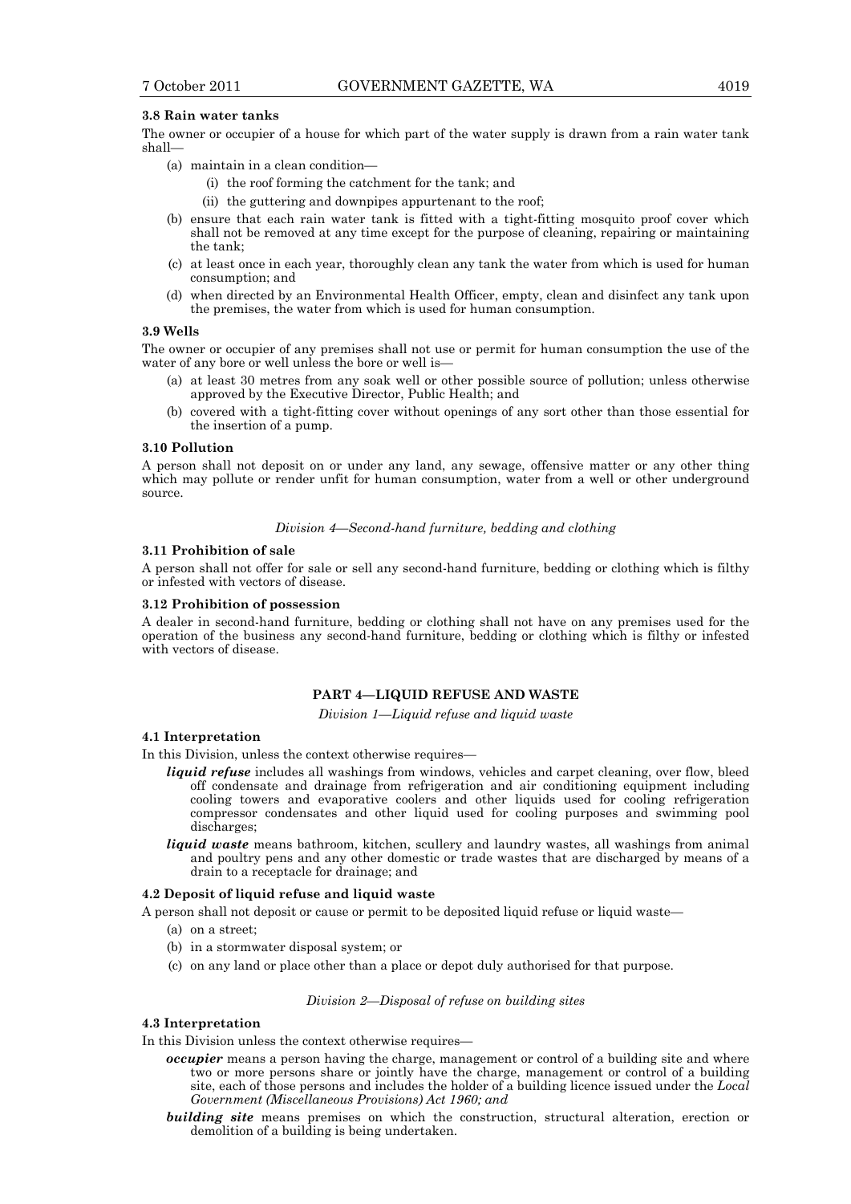**3.8 Rain water tanks**

The owner or occupier of a house for which part of the water supply is drawn from a rain water tank shall—

(a) maintain in a clean condition—

(i) the roof forming the catchment for the tank; and

(ii) the guttering and downpipes appurtenant to the roof;

(b) ensure that each rain water tank is fitted with a tight-fitting mosquito proof cover which shall not be removed at any time except for the purpose of cleaning, repairing or maintaining the tank;

(c) at least once in each year, thoroughly clean any tank the water from which is used for human consumption; and

(d) when directed by an Environmental Health Officer, empty, clean and disinfect any tank upon the premises, the water from which is used for human consumption.

**3.9 Wells**

The owner or occupier of any premises shall not use or permit for human consumption the use of the water of any bore or well unless the bore or well is—

(a) at least 30 metres from any soak well or other possible source of pollution; unless otherwise approved by the Executive Director, Public Health; and

(b) covered with a tight-fitting cover without openings of any sort other than those essential for the insertion of a pump.

**3.10 Pollution**

A person shall not deposit on or under any land, any sewage, offensive matter or any other thing which may pollute or render unfit for human consumption, water from a well or other underground source.

*Division 4—Second-hand furniture, bedding and clothing*

**3.11 Prohibition of sale**

A person shall not offer for sale or sell any second-hand furniture, bedding or clothing which is filthy or infested with vectors of disease.

**3.12 Prohibition of possession**

A dealer in second-hand furniture, bedding or clothing shall not have on any premises used for the operation of the business any second-hand furniture, bedding or clothing which is filthy or infested with vectors of disease.

## PART 4—LIQUID REFUSE AND WASTE

*Division 1—Liquid refuse and liquid waste*

**4.1 Interpretation**

In this Division, unless the context otherwise requires—

***liquid refuse*** includes all washings from windows, vehicles and carpet cleaning, over flow, bleed off condensate and drainage from refrigeration and air conditioning equipment including cooling towers and evaporative coolers and other liquids used for cooling refrigeration compressor condensates and other liquid used for cooling purposes and swimming pool discharges;

***liquid waste*** means bathroom, kitchen, scullery and laundry wastes, all washings from animal and poultry pens and any other domestic or trade wastes that are discharged by means of a drain to a receptacle for drainage; and

**4.2 Deposit of liquid refuse and liquid waste**

A person shall not deposit or cause or permit to be deposited liquid refuse or liquid waste—

(a) on a street;

(b) in a stormwater disposal system; or

(c) on any land or place other than a place or depot duly authorised for that purpose.

*Division 2—Disposal of refuse on building sites*

**4.3 Interpretation**

In this Division unless the context otherwise requires—

***occupier*** means a person having the charge, management or control of a building site and where two or more persons share or jointly have the charge, management or control of a building site, each of those persons and includes the holder of a building licence issued under the *Local Government (Miscellaneous Provisions) Act 1960; and*

***building site*** means premises on which the construction, structural alteration, erection or demolition of a building is being undertaken.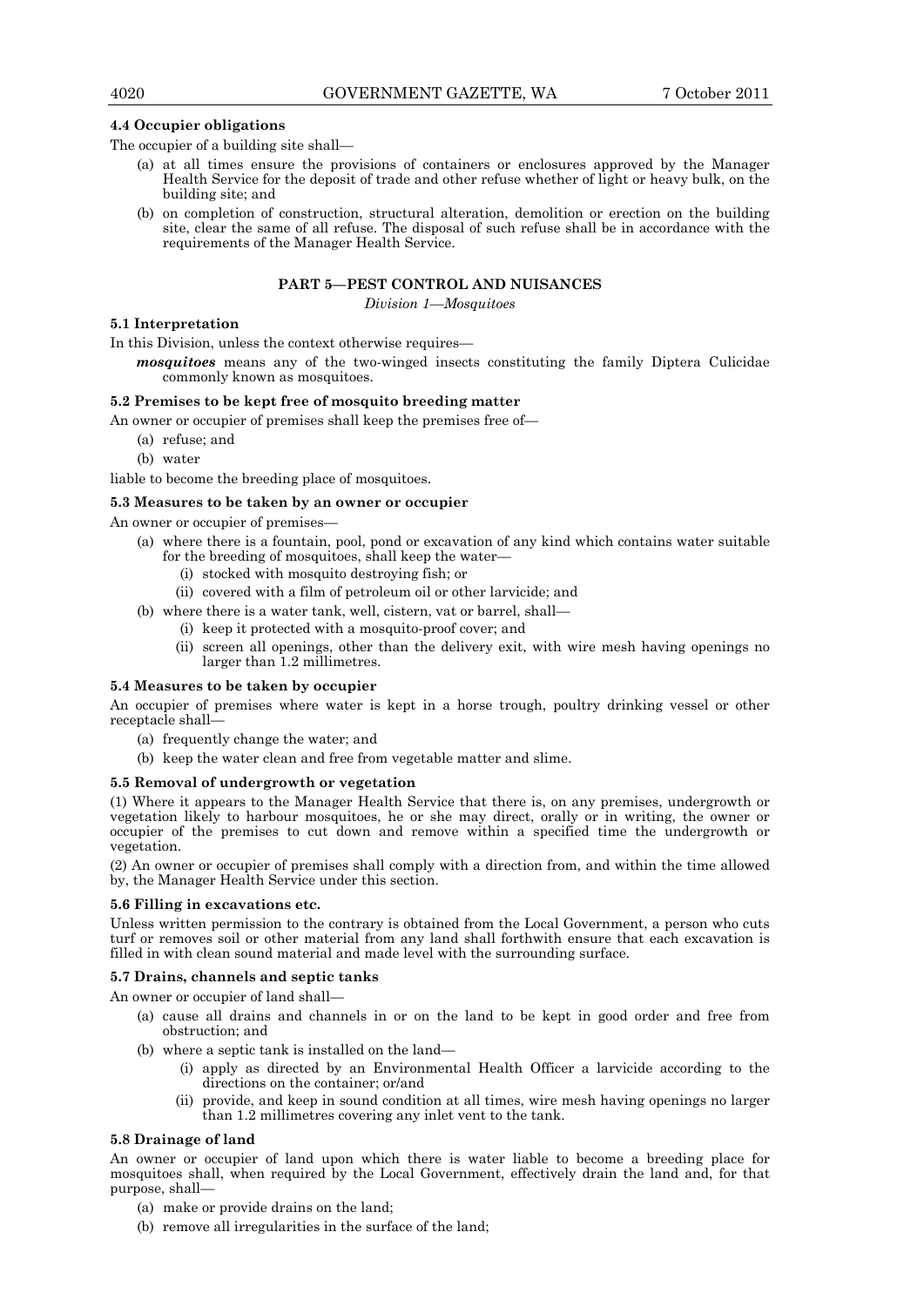### 4.4 Occupier obligations

The occupier of a building site shall—

(a) at all times ensure the provisions of containers or enclosures approved by the Manager Health Service for the deposit of trade and other refuse whether of light or heavy bulk, on the building site; and

(b) on completion of construction, structural alteration, demolition or erection on the building site, clear the same of all refuse. The disposal of such refuse shall be in accordance with the requirements of the Manager Health Service.

## PART 5—PEST CONTROL AND NUISANCES

*Division 1—Mosquitoes*

### 5.1 Interpretation

In this Division, unless the context otherwise requires—

***mosquitoes*** means any of the two-winged insects constituting the family Diptera Culicidae commonly known as mosquitoes.

### 5.2 Premises to be kept free of mosquito breeding matter

An owner or occupier of premises shall keep the premises free of—

(a) refuse; and

(b) water

liable to become the breeding place of mosquitoes.

### 5.3 Measures to be taken by an owner or occupier

An owner or occupier of premises—

(a) where there is a fountain, pool, pond or excavation of any kind which contains water suitable for the breeding of mosquitoes, shall keep the water—

  (i) stocked with mosquito destroying fish; or

  (ii) covered with a film of petroleum oil or other larvicide; and

(b) where there is a water tank, well, cistern, vat or barrel, shall—

  (i) keep it protected with a mosquito-proof cover; and

  (ii) screen all openings, other than the delivery exit, with wire mesh having openings no larger than 1.2 millimetres.

### 5.4 Measures to be taken by occupier

An occupier of premises where water is kept in a horse trough, poultry drinking vessel or other receptacle shall—

(a) frequently change the water; and

(b) keep the water clean and free from vegetable matter and slime.

### 5.5 Removal of undergrowth or vegetation

(1) Where it appears to the Manager Health Service that there is, on any premises, undergrowth or vegetation likely to harbour mosquitoes, he or she may direct, orally or in writing, the owner or occupier of the premises to cut down and remove within a specified time the undergrowth or vegetation.

(2) An owner or occupier of premises shall comply with a direction from, and within the time allowed by, the Manager Health Service under this section.

### 5.6 Filling in excavations etc.

Unless written permission to the contrary is obtained from the Local Government, a person who cuts turf or removes soil or other material from any land shall forthwith ensure that each excavation is filled in with clean sound material and made level with the surrounding surface.

### 5.7 Drains, channels and septic tanks

An owner or occupier of land shall—

(a) cause all drains and channels in or on the land to be kept in good order and free from obstruction; and

(b) where a septic tank is installed on the land—

  (i) apply as directed by an Environmental Health Officer a larvicide according to the directions on the container; or/and

  (ii) provide, and keep in sound condition at all times, wire mesh having openings no larger than 1.2 millimetres covering any inlet vent to the tank.

### 5.8 Drainage of land

An owner or occupier of land upon which there is water liable to become a breeding place for mosquitoes shall, when required by the Local Government, effectively drain the land and, for that purpose, shall—

(a) make or provide drains on the land;

(b) remove all irregularities in the surface of the land;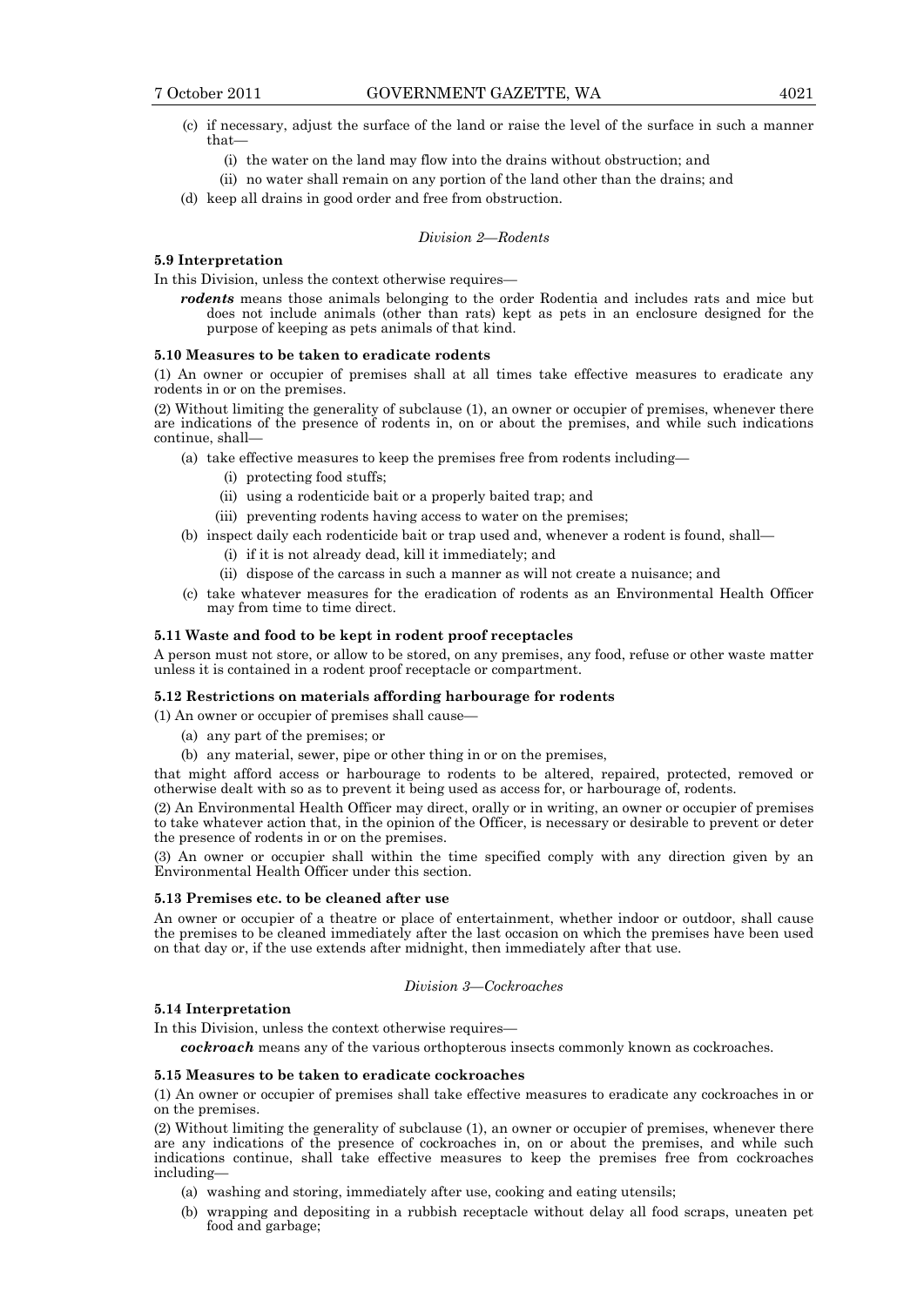(c) if necessary, adjust the surface of the land or raise the level of the surface in such a manner that—

  (i) the water on the land may flow into the drains without obstruction; and

  (ii) no water shall remain on any portion of the land other than the drains; and

(d) keep all drains in good order and free from obstruction.

*Division 2—Rodents*

**5.9 Interpretation**

In this Division, unless the context otherwise requires—

***rodents*** means those animals belonging to the order Rodentia and includes rats and mice but does not include animals (other than rats) kept as pets in an enclosure designed for the purpose of keeping as pets animals of that kind.

**5.10 Measures to be taken to eradicate rodents**

(1) An owner or occupier of premises shall at all times take effective measures to eradicate any rodents in or on the premises.

(2) Without limiting the generality of subclause (1), an owner or occupier of premises, whenever there are indications of the presence of rodents in, on or about the premises, and while such indications continue, shall—

(a) take effective measures to keep the premises free from rodents including—

  (i) protecting food stuffs;

  (ii) using a rodenticide bait or a properly baited trap; and

  (iii) preventing rodents having access to water on the premises;

(b) inspect daily each rodenticide bait or trap used and, whenever a rodent is found, shall—

  (i) if it is not already dead, kill it immediately; and

  (ii) dispose of the carcass in such a manner as will not create a nuisance; and

(c) take whatever measures for the eradication of rodents as an Environmental Health Officer may from time to time direct.

**5.11 Waste and food to be kept in rodent proof receptacles**

A person must not store, or allow to be stored, on any premises, any food, refuse or other waste matter unless it is contained in a rodent proof receptacle or compartment.

**5.12 Restrictions on materials affording harbourage for rodents**

(1) An owner or occupier of premises shall cause—

(a) any part of the premises; or

(b) any material, sewer, pipe or other thing in or on the premises,

that might afford access or harbourage to rodents to be altered, repaired, protected, removed or otherwise dealt with so as to prevent it being used as access for, or harbourage of, rodents.

(2) An Environmental Health Officer may direct, orally or in writing, an owner or occupier of premises to take whatever action that, in the opinion of the Officer, is necessary or desirable to prevent or deter the presence of rodents in or on the premises.

(3) An owner or occupier shall within the time specified comply with any direction given by an Environmental Health Officer under this section.

**5.13 Premises etc. to be cleaned after use**

An owner or occupier of a theatre or place of entertainment, whether indoor or outdoor, shall cause the premises to be cleaned immediately after the last occasion on which the premises have been used on that day or, if the use extends after midnight, then immediately after that use.

*Division 3—Cockroaches*

**5.14 Interpretation**

In this Division, unless the context otherwise requires—

***cockroach*** means any of the various orthopterous insects commonly known as cockroaches.

**5.15 Measures to be taken to eradicate cockroaches**

(1) An owner or occupier of premises shall take effective measures to eradicate any cockroaches in or on the premises.

(2) Without limiting the generality of subclause (1), an owner or occupier of premises, whenever there are any indications of the presence of cockroaches in, on or about the premises, and while such indications continue, shall take effective measures to keep the premises free from cockroaches including—

(a) washing and storing, immediately after use, cooking and eating utensils;

(b) wrapping and depositing in a rubbish receptacle without delay all food scraps, uneaten pet food and garbage;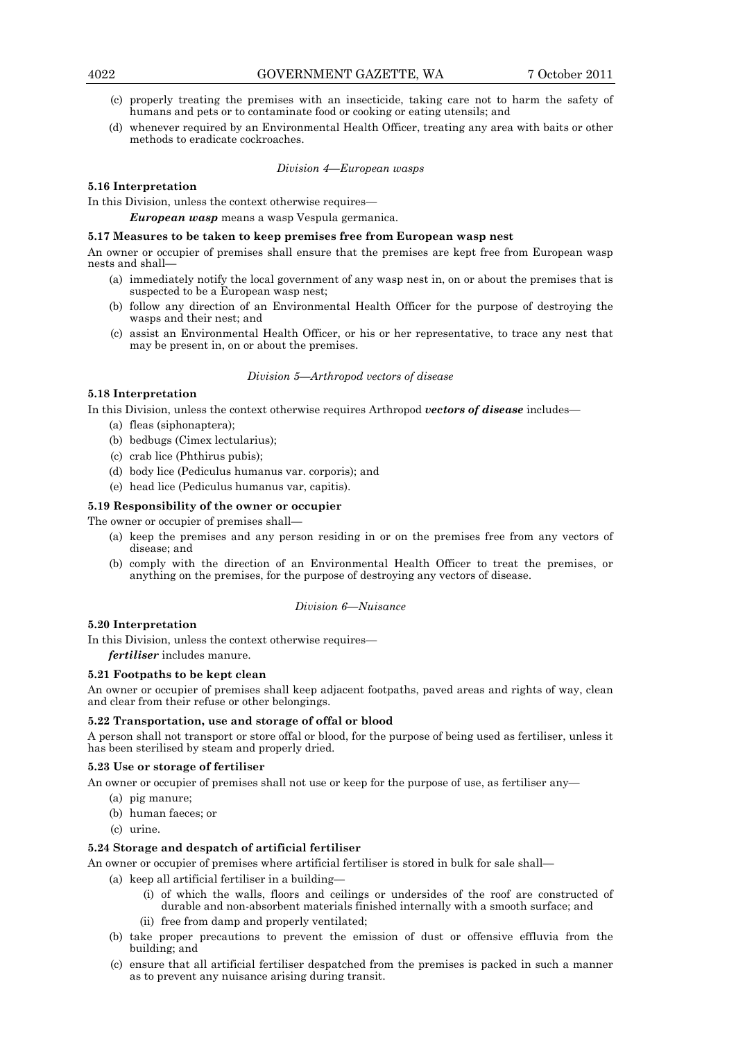(c) properly treating the premises with an insecticide, taking care not to harm the safety of humans and pets or to contaminate food or cooking or eating utensils; and

(d) whenever required by an Environmental Health Officer, treating any area with baits or other methods to eradicate cockroaches.

*Division 4—European wasps*

**5.16 Interpretation**

In this Division, unless the context otherwise requires—

***European wasp*** means a wasp Vespula germanica.

**5.17 Measures to be taken to keep premises free from European wasp nest**

An owner or occupier of premises shall ensure that the premises are kept free from European wasp nests and shall—

(a) immediately notify the local government of any wasp nest in, on or about the premises that is suspected to be a European wasp nest;

(b) follow any direction of an Environmental Health Officer for the purpose of destroying the wasps and their nest; and

(c) assist an Environmental Health Officer, or his or her representative, to trace any nest that may be present in, on or about the premises.

*Division 5—Arthropod vectors of disease*

**5.18 Interpretation**

In this Division, unless the context otherwise requires Arthropod ***vectors of disease*** includes—

(a) fleas (siphonaptera);

(b) bedbugs (Cimex lectularius);

(c) crab lice (Phthirus pubis);

(d) body lice (Pediculus humanus var. corporis); and

(e) head lice (Pediculus humanus var, capitis).

**5.19 Responsibility of the owner or occupier**

The owner or occupier of premises shall—

(a) keep the premises and any person residing in or on the premises free from any vectors of disease; and

(b) comply with the direction of an Environmental Health Officer to treat the premises, or anything on the premises, for the purpose of destroying any vectors of disease.

*Division 6—Nuisance*

**5.20 Interpretation**

In this Division, unless the context otherwise requires—

***fertiliser*** includes manure.

**5.21 Footpaths to be kept clean**

An owner or occupier of premises shall keep adjacent footpaths, paved areas and rights of way, clean and clear from their refuse or other belongings.

**5.22 Transportation, use and storage of offal or blood**

A person shall not transport or store offal or blood, for the purpose of being used as fertiliser, unless it has been sterilised by steam and properly dried.

**5.23 Use or storage of fertiliser**

An owner or occupier of premises shall not use or keep for the purpose of use, as fertiliser any—

(a) pig manure;

(b) human faeces; or

(c) urine.

**5.24 Storage and despatch of artificial fertiliser**

An owner or occupier of premises where artificial fertiliser is stored in bulk for sale shall—

(a) keep all artificial fertiliser in a building—

(i) of which the walls, floors and ceilings or undersides of the roof are constructed of durable and non-absorbent materials finished internally with a smooth surface; and

(ii) free from damp and properly ventilated;

(b) take proper precautions to prevent the emission of dust or offensive effluvia from the building; and

(c) ensure that all artificial fertiliser despatched from the premises is packed in such a manner as to prevent any nuisance arising during transit.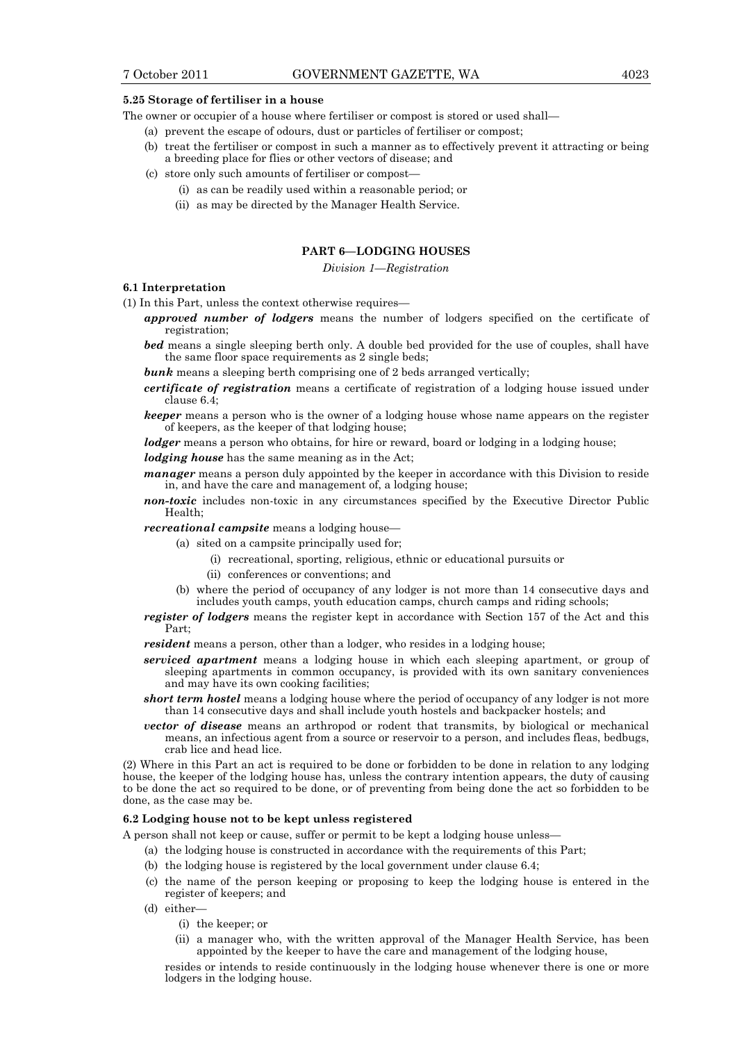**5.25 Storage of fertiliser in a house**

The owner or occupier of a house where fertiliser or compost is stored or used shall—

(a) prevent the escape of odours, dust or particles of fertiliser or compost;

(b) treat the fertiliser or compost in such a manner as to effectively prevent it attracting or being a breeding place for flies or other vectors of disease; and

(c) store only such amounts of fertiliser or compost—

(i) as can be readily used within a reasonable period; or

(ii) as may be directed by the Manager Health Service.

## PART 6—LODGING HOUSES

*Division 1—Registration*

**6.1 Interpretation**

(1) In this Part, unless the context otherwise requires—

***approved number of lodgers*** means the number of lodgers specified on the certificate of registration;

***bed*** means a single sleeping berth only. A double bed provided for the use of couples, shall have the same floor space requirements as 2 single beds;

***bunk*** means a sleeping berth comprising one of 2 beds arranged vertically;

***certificate of registration*** means a certificate of registration of a lodging house issued under clause 6.4;

***keeper*** means a person who is the owner of a lodging house whose name appears on the register of keepers, as the keeper of that lodging house;

***lodger*** means a person who obtains, for hire or reward, board or lodging in a lodging house;

***lodging house*** has the same meaning as in the Act;

***manager*** means a person duly appointed by the keeper in accordance with this Division to reside in, and have the care and management of, a lodging house;

***non-toxic*** includes non-toxic in any circumstances specified by the Executive Director Public Health;

***recreational campsite*** means a lodging house—

(a) sited on a campsite principally used for;

(i) recreational, sporting, religious, ethnic or educational pursuits or

(ii) conferences or conventions; and

(b) where the period of occupancy of any lodger is not more than 14 consecutive days and includes youth camps, youth education camps, church camps and riding schools;

***register of lodgers*** means the register kept in accordance with Section 157 of the Act and this Part;

***resident*** means a person, other than a lodger, who resides in a lodging house;

***serviced apartment*** means a lodging house in which each sleeping apartment, or group of sleeping apartments in common occupancy, is provided with its own sanitary conveniences and may have its own cooking facilities;

***short term hostel*** means a lodging house where the period of occupancy of any lodger is not more than 14 consecutive days and shall include youth hostels and backpacker hostels; and

***vector of disease*** means an arthropod or rodent that transmits, by biological or mechanical means, an infectious agent from a source or reservoir to a person, and includes fleas, bedbugs, crab lice and head lice.

(2) Where in this Part an act is required to be done or forbidden to be done in relation to any lodging house, the keeper of the lodging house has, unless the contrary intention appears, the duty of causing to be done the act so required to be done, or of preventing from being done the act so forbidden to be done, as the case may be.

**6.2 Lodging house not to be kept unless registered**

A person shall not keep or cause, suffer or permit to be kept a lodging house unless—

(a) the lodging house is constructed in accordance with the requirements of this Part;

(b) the lodging house is registered by the local government under clause 6.4;

(c) the name of the person keeping or proposing to keep the lodging house is entered in the register of keepers; and

(d) either—

(i) the keeper; or

(ii) a manager who, with the written approval of the Manager Health Service, has been appointed by the keeper to have the care and management of the lodging house,

resides or intends to reside continuously in the lodging house whenever there is one or more lodgers in the lodging house.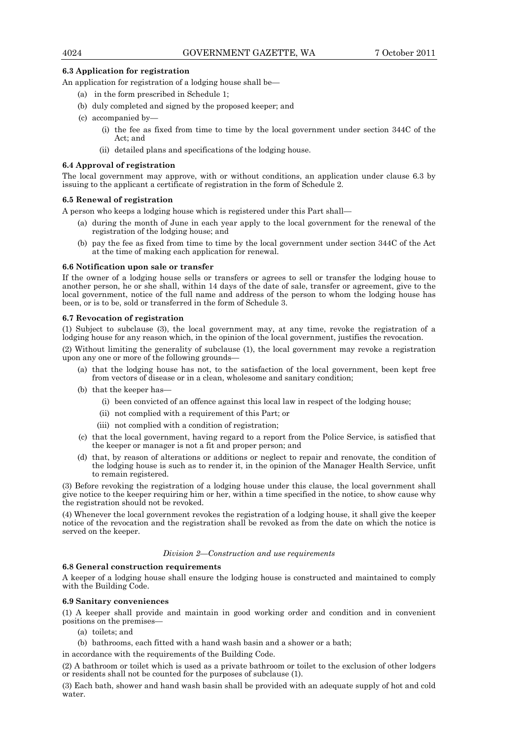**6.3 Application for registration**

An application for registration of a lodging house shall be—

(a) in the form prescribed in Schedule 1;

(b) duly completed and signed by the proposed keeper; and

(c) accompanied by—

(i) the fee as fixed from time to time by the local government under section 344C of the Act; and

(ii) detailed plans and specifications of the lodging house.

**6.4 Approval of registration**

The local government may approve, with or without conditions, an application under clause 6.3 by issuing to the applicant a certificate of registration in the form of Schedule 2.

**6.5 Renewal of registration**

A person who keeps a lodging house which is registered under this Part shall—

(a) during the month of June in each year apply to the local government for the renewal of the registration of the lodging house; and

(b) pay the fee as fixed from time to time by the local government under section 344C of the Act at the time of making each application for renewal.

**6.6 Notification upon sale or transfer**

If the owner of a lodging house sells or transfers or agrees to sell or transfer the lodging house to another person, he or she shall, within 14 days of the date of sale, transfer or agreement, give to the local government, notice of the full name and address of the person to whom the lodging house has been, or is to be, sold or transferred in the form of Schedule 3.

**6.7 Revocation of registration**

(1) Subject to subclause (3), the local government may, at any time, revoke the registration of a lodging house for any reason which, in the opinion of the local government, justifies the revocation.

(2) Without limiting the generality of subclause (1), the local government may revoke a registration upon any one or more of the following grounds—

(a) that the lodging house has not, to the satisfaction of the local government, been kept free from vectors of disease or in a clean, wholesome and sanitary condition;

(b) that the keeper has—

(i) been convicted of an offence against this local law in respect of the lodging house;

(ii) not complied with a requirement of this Part; or

(iii) not complied with a condition of registration;

(c) that the local government, having regard to a report from the Police Service, is satisfied that the keeper or manager is not a fit and proper person; and

(d) that, by reason of alterations or additions or neglect to repair and renovate, the condition of the lodging house is such as to render it, in the opinion of the Manager Health Service, unfit to remain registered.

(3) Before revoking the registration of a lodging house under this clause, the local government shall give notice to the keeper requiring him or her, within a time specified in the notice, to show cause why the registration should not be revoked.

(4) Whenever the local government revokes the registration of a lodging house, it shall give the keeper notice of the revocation and the registration shall be revoked as from the date on which the notice is served on the keeper.

*Division 2—Construction and use requirements*

**6.8 General construction requirements**

A keeper of a lodging house shall ensure the lodging house is constructed and maintained to comply with the Building Code.

**6.9 Sanitary conveniences**

(1) A keeper shall provide and maintain in good working order and condition and in convenient positions on the premises—

(a) toilets; and

(b) bathrooms, each fitted with a hand wash basin and a shower or a bath;

in accordance with the requirements of the Building Code.

(2) A bathroom or toilet which is used as a private bathroom or toilet to the exclusion of other lodgers or residents shall not be counted for the purposes of subclause (1).

(3) Each bath, shower and hand wash basin shall be provided with an adequate supply of hot and cold water.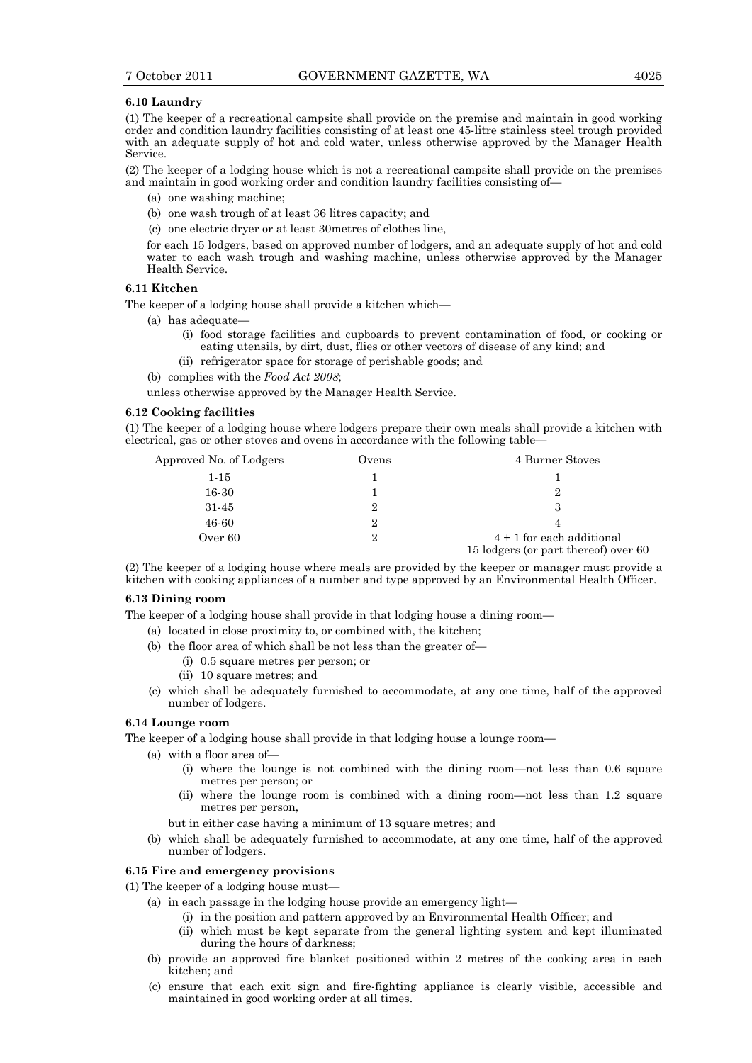### 6.10 Laundry

(1) The keeper of a recreational campsite shall provide on the premise and maintain in good working order and condition laundry facilities consisting of at least one 45-litre stainless steel trough provided with an adequate supply of hot and cold water, unless otherwise approved by the Manager Health Service.

(2) The keeper of a lodging house which is not a recreational campsite shall provide on the premises and maintain in good working order and condition laundry facilities consisting of—

- (a) one washing machine;
- (b) one wash trough of at least 36 litres capacity; and
- (c) one electric dryer or at least 30metres of clothes line,

for each 15 lodgers, based on approved number of lodgers, and an adequate supply of hot and cold water to each wash trough and washing machine, unless otherwise approved by the Manager Health Service.

### 6.11 Kitchen

The keeper of a lodging house shall provide a kitchen which—

- (a) has adequate—
  - (i) food storage facilities and cupboards to prevent contamination of food, or cooking or eating utensils, by dirt, dust, flies or other vectors of disease of any kind; and
  - (ii) refrigerator space for storage of perishable goods; and
- (b) complies with the *Food Act 2008*;

unless otherwise approved by the Manager Health Service.

### 6.12 Cooking facilities

(1) The keeper of a lodging house where lodgers prepare their own meals shall provide a kitchen with electrical, gas or other stoves and ovens in accordance with the following table—

| Approved No. of Lodgers | Ovens | 4 Burner Stoves |
|---|---|---|
| 1-15 | 1 | 1 |
| 16-30 | 1 | 2 |
| 31-45 | 2 | 3 |
| 46-60 | 2 | 4 |
| Over 60 | 2 | 4 + 1 for each additional 15 lodgers (or part thereof) over 60 |

(2) The keeper of a lodging house where meals are provided by the keeper or manager must provide a kitchen with cooking appliances of a number and type approved by an Environmental Health Officer.

### 6.13 Dining room

The keeper of a lodging house shall provide in that lodging house a dining room—

- (a) located in close proximity to, or combined with, the kitchen;
- (b) the floor area of which shall be not less than the greater of—
  - (i) 0.5 square metres per person; or
  - (ii) 10 square metres; and
- (c) which shall be adequately furnished to accommodate, at any one time, half of the approved number of lodgers.

### 6.14 Lounge room

The keeper of a lodging house shall provide in that lodging house a lounge room—

- (a) with a floor area of—
  - (i) where the lounge is not combined with the dining room—not less than 0.6 square metres per person; or
  - (ii) where the lounge room is combined with a dining room—not less than 1.2 square metres per person,

  but in either case having a minimum of 13 square metres; and
- (b) which shall be adequately furnished to accommodate, at any one time, half of the approved number of lodgers.

### 6.15 Fire and emergency provisions

(1) The keeper of a lodging house must—

- (a) in each passage in the lodging house provide an emergency light—
  - (i) in the position and pattern approved by an Environmental Health Officer; and
  - (ii) which must be kept separate from the general lighting system and kept illuminated during the hours of darkness;
- (b) provide an approved fire blanket positioned within 2 metres of the cooking area in each kitchen; and
- (c) ensure that each exit sign and fire-fighting appliance is clearly visible, accessible and maintained in good working order at all times.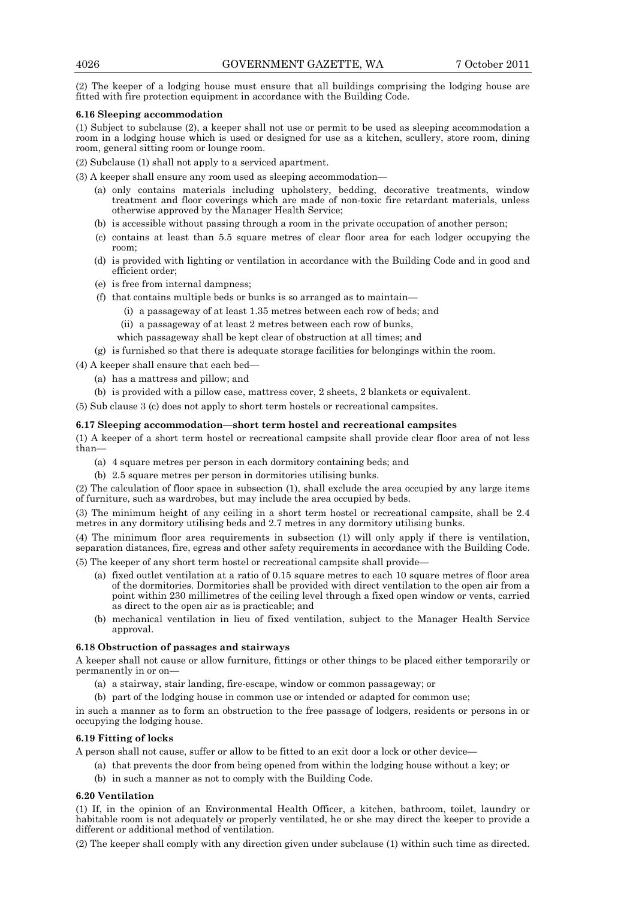(2) The keeper of a lodging house must ensure that all buildings comprising the lodging house are fitted with fire protection equipment in accordance with the Building Code.

**6.16 Sleeping accommodation**

(1) Subject to subclause (2), a keeper shall not use or permit to be used as sleeping accommodation a room in a lodging house which is used or designed for use as a kitchen, scullery, store room, dining room, general sitting room or lounge room.

(2) Subclause (1) shall not apply to a serviced apartment.

(3) A keeper shall ensure any room used as sleeping accommodation—

- (a) only contains materials including upholstery, bedding, decorative treatments, window treatment and floor coverings which are made of non-toxic fire retardant materials, unless otherwise approved by the Manager Health Service;
- (b) is accessible without passing through a room in the private occupation of another person;
- (c) contains at least than 5.5 square metres of clear floor area for each lodger occupying the room;
- (d) is provided with lighting or ventilation in accordance with the Building Code and in good and efficient order;
- (e) is free from internal dampness;
- (f) that contains multiple beds or bunks is so arranged as to maintain—
  - (i) a passageway of at least 1.35 metres between each row of beds; and
  - (ii) a passageway of at least 2 metres between each row of bunks,

  which passageway shall be kept clear of obstruction at all times; and
- (g) is furnished so that there is adequate storage facilities for belongings within the room.

(4) A keeper shall ensure that each bed—

- (a) has a mattress and pillow; and
- (b) is provided with a pillow case, mattress cover, 2 sheets, 2 blankets or equivalent.

(5) Sub clause 3 (c) does not apply to short term hostels or recreational campsites.

**6.17 Sleeping accommodation—short term hostel and recreational campsites**

(1) A keeper of a short term hostel or recreational campsite shall provide clear floor area of not less than—

- (a) 4 square metres per person in each dormitory containing beds; and
- (b) 2.5 square metres per person in dormitories utilising bunks.

(2) The calculation of floor space in subsection (1), shall exclude the area occupied by any large items of furniture, such as wardrobes, but may include the area occupied by beds.

(3) The minimum height of any ceiling in a short term hostel or recreational campsite, shall be 2.4 metres in any dormitory utilising beds and 2.7 metres in any dormitory utilising bunks.

(4) The minimum floor area requirements in subsection (1) will only apply if there is ventilation, separation distances, fire, egress and other safety requirements in accordance with the Building Code.

(5) The keeper of any short term hostel or recreational campsite shall provide—

- (a) fixed outlet ventilation at a ratio of 0.15 square metres to each 10 square metres of floor area of the dormitories. Dormitories shall be provided with direct ventilation to the open air from a point within 230 millimetres of the ceiling level through a fixed open window or vents, carried as direct to the open air as is practicable; and
- (b) mechanical ventilation in lieu of fixed ventilation, subject to the Manager Health Service approval.

**6.18 Obstruction of passages and stairways**

A keeper shall not cause or allow furniture, fittings or other things to be placed either temporarily or permanently in or on—

- (a) a stairway, stair landing, fire-escape, window or common passageway; or
- (b) part of the lodging house in common use or intended or adapted for common use;

in such a manner as to form an obstruction to the free passage of lodgers, residents or persons in or occupying the lodging house.

**6.19 Fitting of locks**

A person shall not cause, suffer or allow to be fitted to an exit door a lock or other device—

- (a) that prevents the door from being opened from within the lodging house without a key; or
- (b) in such a manner as not to comply with the Building Code.

**6.20 Ventilation**

(1) If, in the opinion of an Environmental Health Officer, a kitchen, bathroom, toilet, laundry or habitable room is not adequately or properly ventilated, he or she may direct the keeper to provide a different or additional method of ventilation.

(2) The keeper shall comply with any direction given under subclause (1) within such time as directed.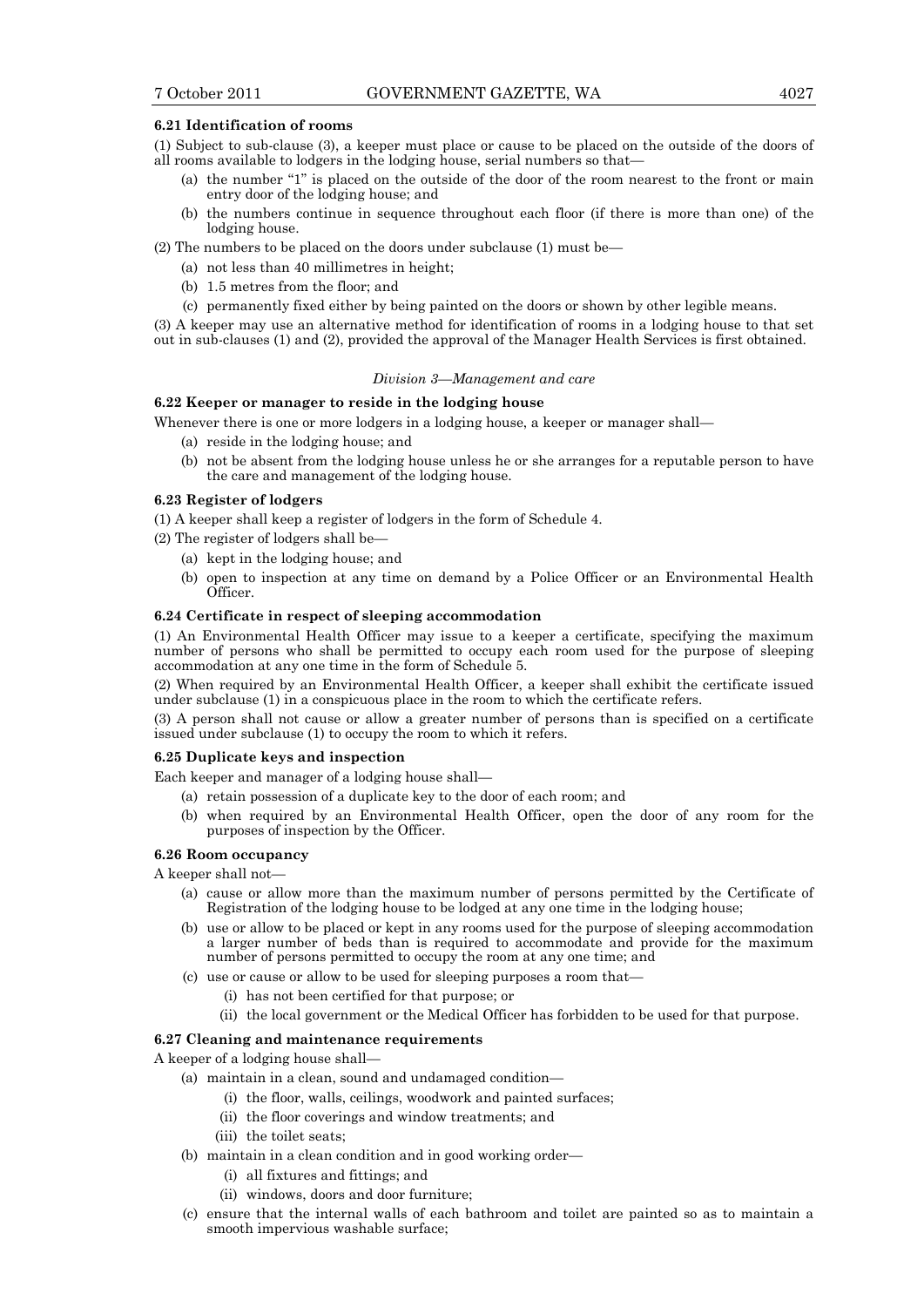**6.21 Identification of rooms**

(1) Subject to sub-clause (3), a keeper must place or cause to be placed on the outside of the doors of all rooms available to lodgers in the lodging house, serial numbers so that—

- (a) the number "1" is placed on the outside of the door of the room nearest to the front or main entry door of the lodging house; and
- (b) the numbers continue in sequence throughout each floor (if there is more than one) of the lodging house.

(2) The numbers to be placed on the doors under subclause (1) must be—

- (a) not less than 40 millimetres in height;
- (b) 1.5 metres from the floor; and
- (c) permanently fixed either by being painted on the doors or shown by other legible means.

(3) A keeper may use an alternative method for identification of rooms in a lodging house to that set out in sub-clauses (1) and (2), provided the approval of the Manager Health Services is first obtained.

*Division 3—Management and care*

**6.22 Keeper or manager to reside in the lodging house**

Whenever there is one or more lodgers in a lodging house, a keeper or manager shall—

- (a) reside in the lodging house; and
- (b) not be absent from the lodging house unless he or she arranges for a reputable person to have the care and management of the lodging house.

**6.23 Register of lodgers**

(1) A keeper shall keep a register of lodgers in the form of Schedule 4.

(2) The register of lodgers shall be—

- (a) kept in the lodging house; and
- (b) open to inspection at any time on demand by a Police Officer or an Environmental Health Officer.

**6.24 Certificate in respect of sleeping accommodation**

(1) An Environmental Health Officer may issue to a keeper a certificate, specifying the maximum number of persons who shall be permitted to occupy each room used for the purpose of sleeping accommodation at any one time in the form of Schedule 5.

(2) When required by an Environmental Health Officer, a keeper shall exhibit the certificate issued under subclause (1) in a conspicuous place in the room to which the certificate refers.

(3) A person shall not cause or allow a greater number of persons than is specified on a certificate issued under subclause (1) to occupy the room to which it refers.

**6.25 Duplicate keys and inspection**

Each keeper and manager of a lodging house shall—

- (a) retain possession of a duplicate key to the door of each room; and
- (b) when required by an Environmental Health Officer, open the door of any room for the purposes of inspection by the Officer.

**6.26 Room occupancy**

A keeper shall not—

- (a) cause or allow more than the maximum number of persons permitted by the Certificate of Registration of the lodging house to be lodged at any one time in the lodging house;
- (b) use or allow to be placed or kept in any rooms used for the purpose of sleeping accommodation a larger number of beds than is required to accommodate and provide for the maximum number of persons permitted to occupy the room at any one time; and
- (c) use or cause or allow to be used for sleeping purposes a room that—
  - (i) has not been certified for that purpose; or
  - (ii) the local government or the Medical Officer has forbidden to be used for that purpose.

**6.27 Cleaning and maintenance requirements**

A keeper of a lodging house shall—

- (a) maintain in a clean, sound and undamaged condition—
  - (i) the floor, walls, ceilings, woodwork and painted surfaces;
  - (ii) the floor coverings and window treatments; and
  - (iii) the toilet seats;
- (b) maintain in a clean condition and in good working order—
  - (i) all fixtures and fittings; and
  - (ii) windows, doors and door furniture;
- (c) ensure that the internal walls of each bathroom and toilet are painted so as to maintain a smooth impervious washable surface;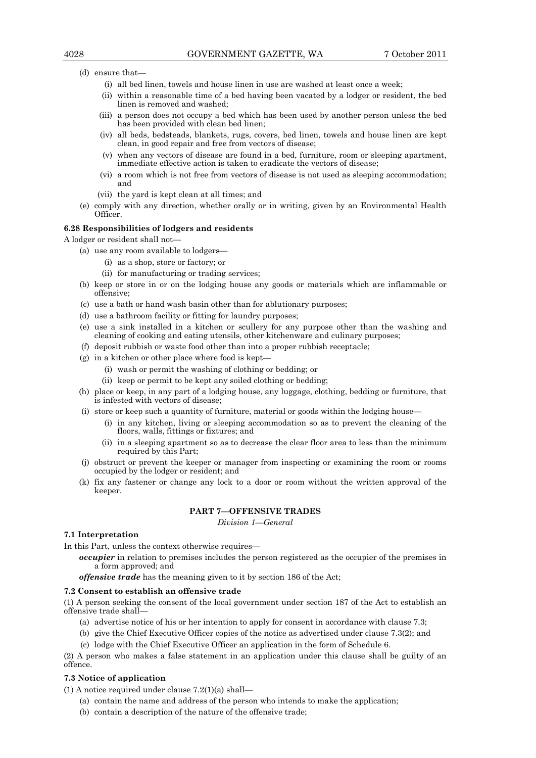(d) ensure that—

(i) all bed linen, towels and house linen in use are washed at least once a week;

(ii) within a reasonable time of a bed having been vacated by a lodger or resident, the bed linen is removed and washed;

(iii) a person does not occupy a bed which has been used by another person unless the bed has been provided with clean bed linen;

(iv) all beds, bedsteads, blankets, rugs, covers, bed linen, towels and house linen are kept clean, in good repair and free from vectors of disease;

(v) when any vectors of disease are found in a bed, furniture, room or sleeping apartment, immediate effective action is taken to eradicate the vectors of disease;

(vi) a room which is not free from vectors of disease is not used as sleeping accommodation; and

(vii) the yard is kept clean at all times; and

(e) comply with any direction, whether orally or in writing, given by an Environmental Health Officer.

**6.28 Responsibilities of lodgers and residents**

A lodger or resident shall not—

(a) use any room available to lodgers—

(i) as a shop, store or factory; or

(ii) for manufacturing or trading services;

(b) keep or store in or on the lodging house any goods or materials which are inflammable or offensive;

(c) use a bath or hand wash basin other than for ablutionary purposes;

(d) use a bathroom facility or fitting for laundry purposes;

(e) use a sink installed in a kitchen or scullery for any purpose other than the washing and cleaning of cooking and eating utensils, other kitchenware and culinary purposes;

(f) deposit rubbish or waste food other than into a proper rubbish receptacle;

(g) in a kitchen or other place where food is kept—

(i) wash or permit the washing of clothing or bedding; or

(ii) keep or permit to be kept any soiled clothing or bedding;

(h) place or keep, in any part of a lodging house, any luggage, clothing, bedding or furniture, that is infested with vectors of disease;

(i) store or keep such a quantity of furniture, material or goods within the lodging house—

(i) in any kitchen, living or sleeping accommodation so as to prevent the cleaning of the floors, walls, fittings or fixtures; and

(ii) in a sleeping apartment so as to decrease the clear floor area to less than the minimum required by this Part;

(j) obstruct or prevent the keeper or manager from inspecting or examining the room or rooms occupied by the lodger or resident; and

(k) fix any fastener or change any lock to a door or room without the written approval of the keeper.

## PART 7—OFFENSIVE TRADES

*Division 1—General*

**7.1 Interpretation**

In this Part, unless the context otherwise requires—

***occupier*** in relation to premises includes the person registered as the occupier of the premises in a form approved; and

***offensive trade*** has the meaning given to it by section 186 of the Act;

**7.2 Consent to establish an offensive trade**

(1) A person seeking the consent of the local government under section 187 of the Act to establish an offensive trade shall—

(a) advertise notice of his or her intention to apply for consent in accordance with clause 7.3;

(b) give the Chief Executive Officer copies of the notice as advertised under clause 7.3(2); and

(c) lodge with the Chief Executive Officer an application in the form of Schedule 6.

(2) A person who makes a false statement in an application under this clause shall be guilty of an offence.

**7.3 Notice of application**

(1) A notice required under clause 7.2(1)(a) shall—

(a) contain the name and address of the person who intends to make the application;

(b) contain a description of the nature of the offensive trade;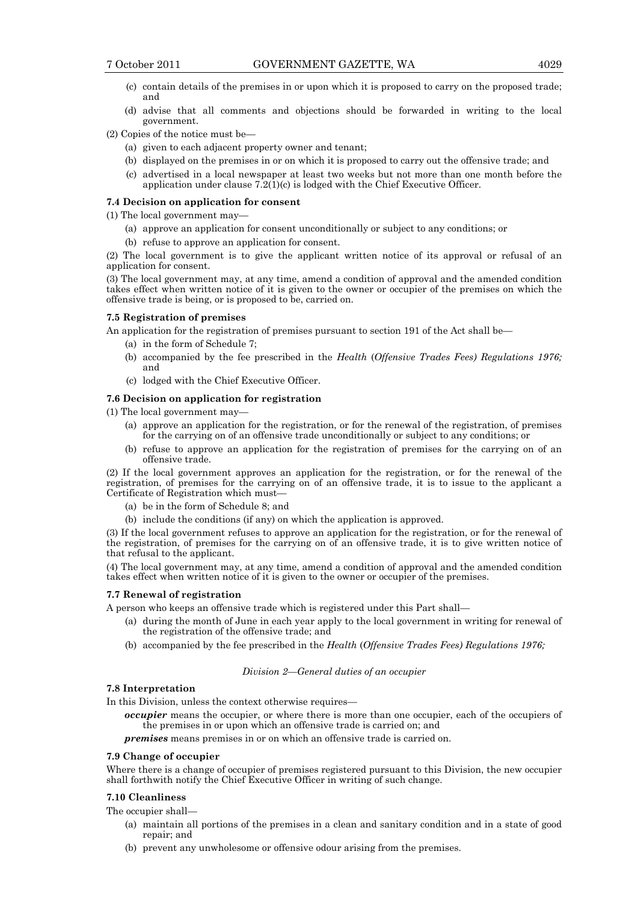(c) contain details of the premises in or upon which it is proposed to carry on the proposed trade; and

(d) advise that all comments and objections should be forwarded in writing to the local government.

(2) Copies of the notice must be—

(a) given to each adjacent property owner and tenant;

(b) displayed on the premises in or on which it is proposed to carry out the offensive trade; and

(c) advertised in a local newspaper at least two weeks but not more than one month before the application under clause 7.2(1)(c) is lodged with the Chief Executive Officer.

**7.4 Decision on application for consent**

(1) The local government may—

(a) approve an application for consent unconditionally or subject to any conditions; or

(b) refuse to approve an application for consent.

(2) The local government is to give the applicant written notice of its approval or refusal of an application for consent.

(3) The local government may, at any time, amend a condition of approval and the amended condition takes effect when written notice of it is given to the owner or occupier of the premises on which the offensive trade is being, or is proposed to be, carried on.

**7.5 Registration of premises**

An application for the registration of premises pursuant to section 191 of the Act shall be—

(a) in the form of Schedule 7;

(b) accompanied by the fee prescribed in the *Health (Offensive Trades Fees) Regulations 1976;* and

(c) lodged with the Chief Executive Officer.

**7.6 Decision on application for registration**

(1) The local government may—

(a) approve an application for the registration, or for the renewal of the registration, of premises for the carrying on of an offensive trade unconditionally or subject to any conditions; or

(b) refuse to approve an application for the registration of premises for the carrying on of an offensive trade.

(2) If the local government approves an application for the registration, or for the renewal of the registration, of premises for the carrying on of an offensive trade, it is to issue to the applicant a Certificate of Registration which must—

(a) be in the form of Schedule 8; and

(b) include the conditions (if any) on which the application is approved.

(3) If the local government refuses to approve an application for the registration, or for the renewal of the registration, of premises for the carrying on of an offensive trade, it is to give written notice of that refusal to the applicant.

(4) The local government may, at any time, amend a condition of approval and the amended condition takes effect when written notice of it is given to the owner or occupier of the premises.

**7.7 Renewal of registration**

A person who keeps an offensive trade which is registered under this Part shall—

(a) during the month of June in each year apply to the local government in writing for renewal of the registration of the offensive trade; and

(b) accompanied by the fee prescribed in the *Health (Offensive Trades Fees) Regulations 1976;*

*Division 2—General duties of an occupier*

**7.8 Interpretation**

In this Division, unless the context otherwise requires—

***occupier*** means the occupier, or where there is more than one occupier, each of the occupiers of the premises in or upon which an offensive trade is carried on; and

***premises*** means premises in or on which an offensive trade is carried on.

**7.9 Change of occupier**

Where there is a change of occupier of premises registered pursuant to this Division, the new occupier shall forthwith notify the Chief Executive Officer in writing of such change.

**7.10 Cleanliness**

The occupier shall—

(a) maintain all portions of the premises in a clean and sanitary condition and in a state of good repair; and

(b) prevent any unwholesome or offensive odour arising from the premises.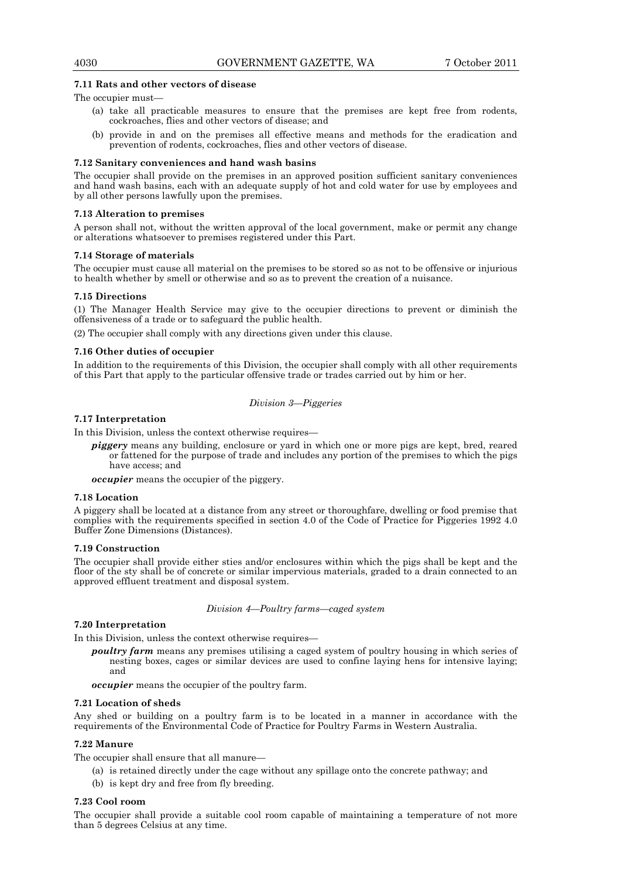### 7.11 Rats and other vectors of disease

The occupier must—

(a) take all practicable measures to ensure that the premises are kept free from rodents, cockroaches, flies and other vectors of disease; and

(b) provide in and on the premises all effective means and methods for the eradication and prevention of rodents, cockroaches, flies and other vectors of disease.

### 7.12 Sanitary conveniences and hand wash basins

The occupier shall provide on the premises in an approved position sufficient sanitary conveniences and hand wash basins, each with an adequate supply of hot and cold water for use by employees and by all other persons lawfully upon the premises.

### 7.13 Alteration to premises

A person shall not, without the written approval of the local government, make or permit any change or alterations whatsoever to premises registered under this Part.

### 7.14 Storage of materials

The occupier must cause all material on the premises to be stored so as not to be offensive or injurious to health whether by smell or otherwise and so as to prevent the creation of a nuisance.

### 7.15 Directions

(1) The Manager Health Service may give to the occupier directions to prevent or diminish the offensiveness of a trade or to safeguard the public health.

(2) The occupier shall comply with any directions given under this clause.

### 7.16 Other duties of occupier

In addition to the requirements of this Division, the occupier shall comply with all other requirements of this Part that apply to the particular offensive trade or trades carried out by him or her.

## *Division 3—Piggeries*

### 7.17 Interpretation

In this Division, unless the context otherwise requires—

***piggery*** means any building, enclosure or yard in which one or more pigs are kept, bred, reared or fattened for the purpose of trade and includes any portion of the premises to which the pigs have access; and

***occupier*** means the occupier of the piggery.

### 7.18 Location

A piggery shall be located at a distance from any street or thoroughfare, dwelling or food premise that complies with the requirements specified in section 4.0 of the Code of Practice for Piggeries 1992 4.0 Buffer Zone Dimensions (Distances).

### 7.19 Construction

The occupier shall provide either sties and/or enclosures within which the pigs shall be kept and the floor of the sty shall be of concrete or similar impervious materials, graded to a drain connected to an approved effluent treatment and disposal system.

## *Division 4—Poultry farms—caged system*

### 7.20 Interpretation

In this Division, unless the context otherwise requires—

***poultry farm*** means any premises utilising a caged system of poultry housing in which series of nesting boxes, cages or similar devices are used to confine laying hens for intensive laying; and

***occupier*** means the occupier of the poultry farm.

### 7.21 Location of sheds

Any shed or building on a poultry farm is to be located in a manner in accordance with the requirements of the Environmental Code of Practice for Poultry Farms in Western Australia.

### 7.22 Manure

The occupier shall ensure that all manure—

(a) is retained directly under the cage without any spillage onto the concrete pathway; and

(b) is kept dry and free from fly breeding.

### 7.23 Cool room

The occupier shall provide a suitable cool room capable of maintaining a temperature of not more than 5 degrees Celsius at any time.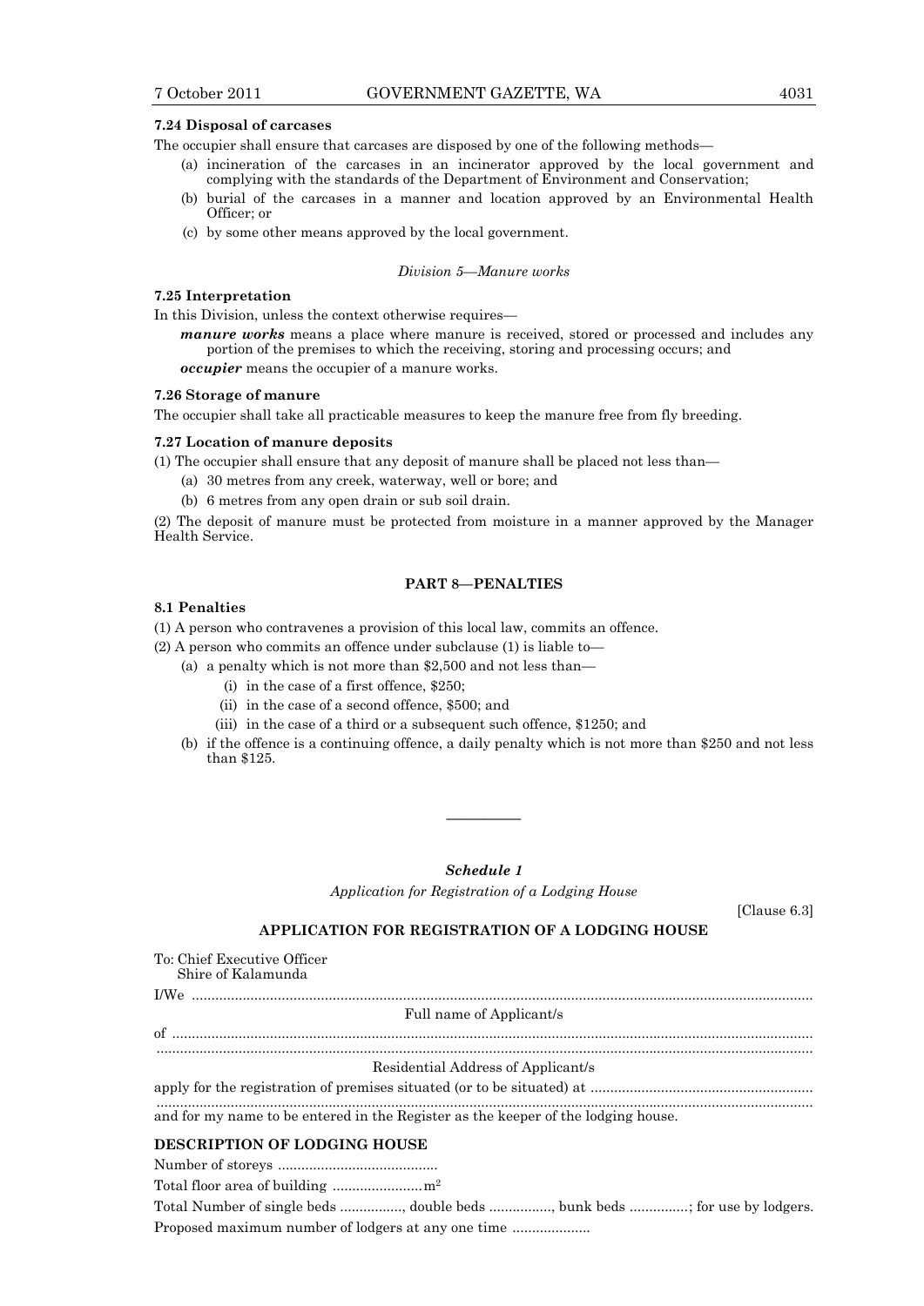**7.24 Disposal of carcases**

The occupier shall ensure that carcases are disposed by one of the following methods—

(a) incineration of the carcases in an incinerator approved by the local government and complying with the standards of the Department of Environment and Conservation;

(b) burial of the carcases in a manner and location approved by an Environmental Health Officer; or

(c) by some other means approved by the local government.

*Division 5—Manure works*

**7.25 Interpretation**

In this Division, unless the context otherwise requires—

***manure works*** means a place where manure is received, stored or processed and includes any portion of the premises to which the receiving, storing and processing occurs; and

***occupier*** means the occupier of a manure works.

**7.26 Storage of manure**

The occupier shall take all practicable measures to keep the manure free from fly breeding.

**7.27 Location of manure deposits**

(1) The occupier shall ensure that any deposit of manure shall be placed not less than—

(a) 30 metres from any creek, waterway, well or bore; and

(b) 6 metres from any open drain or sub soil drain.

(2) The deposit of manure must be protected from moisture in a manner approved by the Manager Health Service.

## PART 8—PENALTIES

**8.1 Penalties**

(1) A person who contravenes a provision of this local law, commits an offence.

(2) A person who commits an offence under subclause (1) is liable to—

(a) a penalty which is not more than $2,500 and not less than—

(i) in the case of a first offence, $250;

(ii) in the case of a second offence, $500; and

(iii) in the case of a third or a subsequent such offence, $1250; and

(b) if the offence is a continuing offence, a daily penalty which is not more than $250 and not less than $125.

———————

***Schedule 1***

*Application for Registration of a Lodging House*

[Clause 6.3]

## APPLICATION FOR REGISTRATION OF A LODGING HOUSE

To: Chief Executive Officer
Shire of Kalamunda

I/We ..........................................................................................................................................

Full name of Applicant/s

of ..............................................................................................................................................

..................................................................................................................................................

Residential Address of Applicant/s

apply for the registration of premises situated (or to be situated) at ........................................................

..................................................................................................................................................

and for my name to be entered in the Register as the keeper of the lodging house.

**DESCRIPTION OF LODGING HOUSE**

Number of storeys .........................................

Total floor area of building ....................... m²

Total Number of single beds ................, double beds ................, bunk beds ...............; for use by lodgers.

Proposed maximum number of lodgers at any one time ....................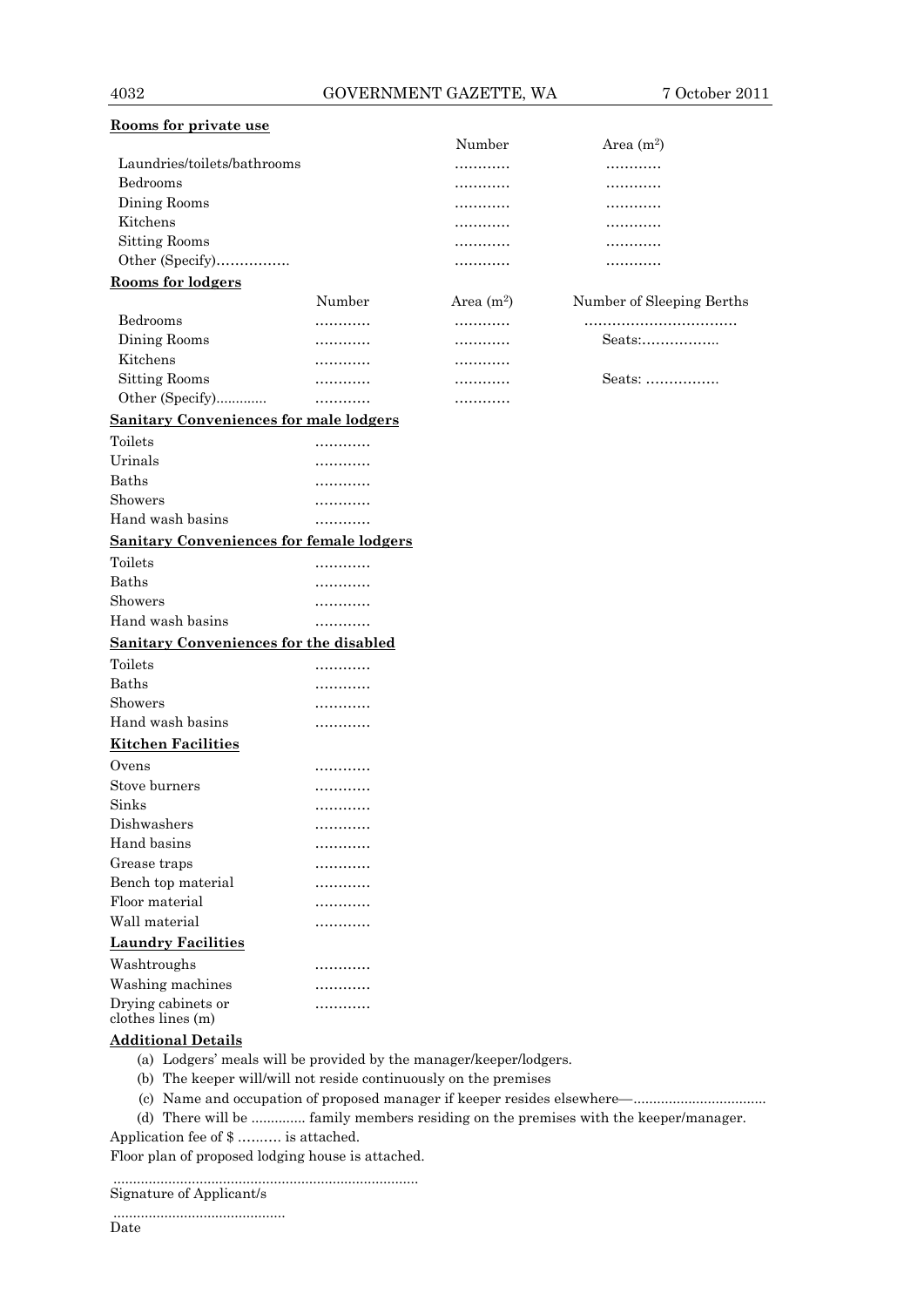**Rooms for private use**

| | Number | Area ($m^2$) |
|---|---|---|
| Laundries/toilets/bathrooms | ………… | ………… |
| Bedrooms | ………… | ………… |
| Dining Rooms | ………… | ………… |
| Kitchens | ………… | ………… |
| Sitting Rooms | ………… | ………… |
| Other (Specify)……………. | ………… | ………… |

**Rooms for lodgers**

| | Number | Area ($m^2$) | Number of Sleeping Berths |
|---|---|---|---|
| Bedrooms | ………… | ………… | …………………………… |
| Dining Rooms | ………… | ………… | Seats:…………….. |
| Kitchens | ………… | ………… | |
| Sitting Rooms | ………… | ………… | Seats: ……………. |
| Other (Specify)............. | ………… | ………… | |

**Sanitary Conveniences for male lodgers**

| | |
|---|---|
| Toilets | ………… |
| Urinals | ………… |
| Baths | ………… |
| Showers | ………… |
| Hand wash basins | ………… |

**Sanitary Conveniences for female lodgers**

| | |
|---|---|
| Toilets | ………… |
| Baths | ………… |
| Showers | ………… |
| Hand wash basins | ………… |

**Sanitary Conveniences for the disabled**

| | |
|---|---|
| Toilets | ………… |
| Baths | ………… |
| Showers | ………… |
| Hand wash basins | ………… |

**Kitchen Facilities**

| | |
|---|---|
| Ovens | ………… |
| Stove burners | ………… |
| Sinks | ………… |
| Dishwashers | ………… |
| Hand basins | ………… |
| Grease traps | ………… |
| Bench top material | ………… |
| Floor material | ………… |
| Wall material | ………… |

**Laundry Facilities**

| | |
|---|---|
| Washtroughs | ………… |
| Washing machines | ………… |
| Drying cabinets or clothes lines (m) | ………… |

**Additional Details**

(a) Lodgers' meals will be provided by the manager/keeper/lodgers.

(b) The keeper will/will not reside continuously on the premises

(c) Name and occupation of proposed manager if keeper resides elsewhere—.................................

(d) There will be .............. family members residing on the premises with the keeper/manager.

Application fee of $ ………. is attached.

Floor plan of proposed lodging house is attached.

..............................................................................
Signature of Applicant/s

............................................
Date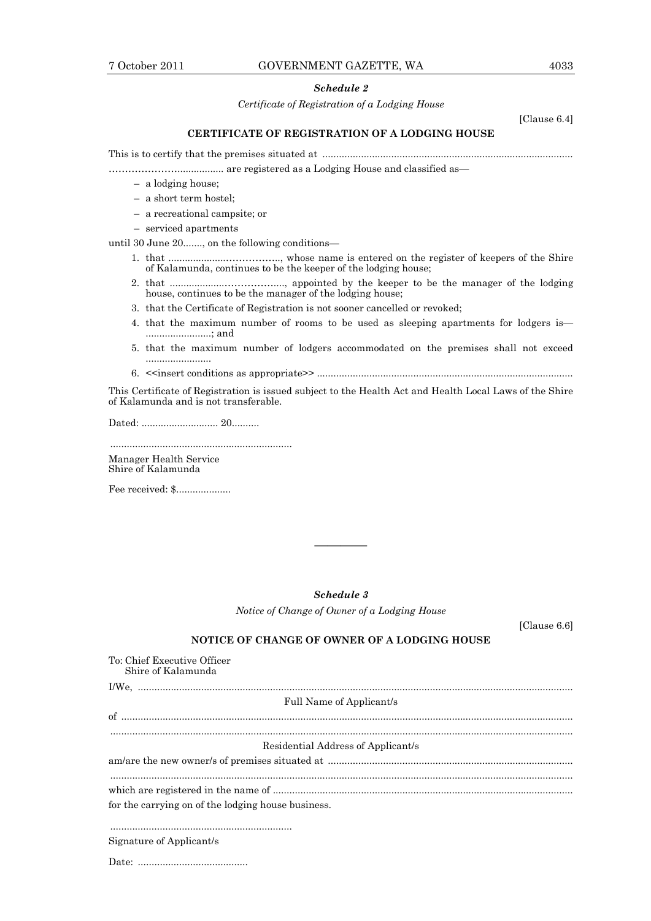### *Schedule 2*

*Certificate of Registration of a Lodging House*

[Clause 6.4]

**CERTIFICATE OF REGISTRATION OF A LODGING HOUSE**

This is to certify that the premises situated at .........................................................................................

…………………................ are registered as a Lodging House and classified as—

- a lodging house;
- a short term hostel;
- a recreational campsite; or
- serviced apartments

until 30 June 20......., on the following conditions—

1. that ....................……………., whose name is entered on the register of keepers of the Shire of Kalamunda, continues to be the keeper of the lodging house;
2. that ....................……………..., appointed by the keeper to be the manager of the lodging house, continues to be the manager of the lodging house;
3. that the Certificate of Registration is not sooner cancelled or revoked;
4. that the maximum number of rooms to be used as sleeping apartments for lodgers is— ........................; and
5. that the maximum number of lodgers accommodated on the premises shall not exceed ........................
6. <<insert conditions as appropriate>> ............................................................................................

This Certificate of Registration is issued subject to the Health Act and Health Local Laws of the Shire of Kalamunda and is not transferable.

Dated: ............................ 20..........

..................................................................

Manager Health Service
Shire of Kalamunda

Fee received: $....................

---

### *Schedule 3*

*Notice of Change of Owner of a Lodging House*

[Clause 6.6]

**NOTICE OF CHANGE OF OWNER OF A LODGING HOUSE**

To: Chief Executive Officer
Shire of Kalamunda

I/We, ...........................................................................................................................................

Full Name of Applicant/s

of ...................................................................................................................................................

.......................................................................................................................................................

Residential Address of Applicant/s

am/are the new owner/s of premises situated at ........................................................................................

.......................................................................................................................................................

which are registered in the name of ............................................................................................................

for the carrying on of the lodging house business.

..................................................................

Signature of Applicant/s

Date: ........................................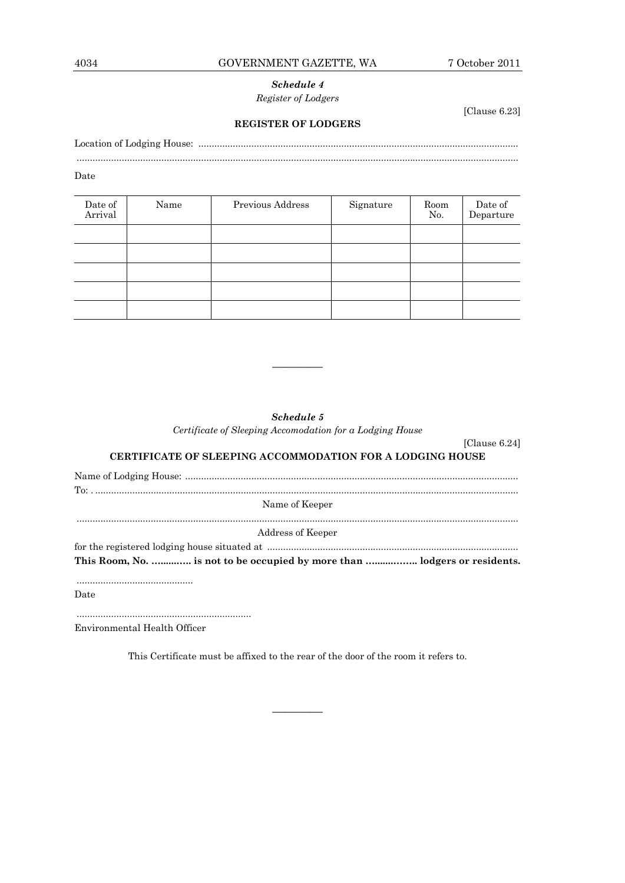### *Schedule 4*

*Register of Lodgers*

[Clause 6.23]

**REGISTER OF LODGERS**

Location of Lodging House: ........................................................................................................................

.....................................................................................................................................................................

Date

| Date of Arrival | Name | Previous Address | Signature | Room No. | Date of Departure |
|---|---|---|---|---|---|
| | | | | | |
| | | | | | |
| | | | | | |
| | | | | | |
| | | | | | |

---

### *Schedule 5*

*Certificate of Sleeping Accomodation for a Lodging House*

[Clause 6.24]

**CERTIFICATE OF SLEEPING ACCOMMODATION FOR A LODGING HOUSE**

Name of Lodging House: ............................................................................................................................

To: . ..............................................................................................................................................................

Name of Keeper

.....................................................................................................................................................................

Address of Keeper

for the registered lodging house situated at ..............................................................................................

**This Room, No. …..….… is not to be occupied by more than …..…….. lodgers or residents.**

............................................

Date

..................................................................

Environmental Health Officer

This Certificate must be affixed to the rear of the door of the room it refers to.

---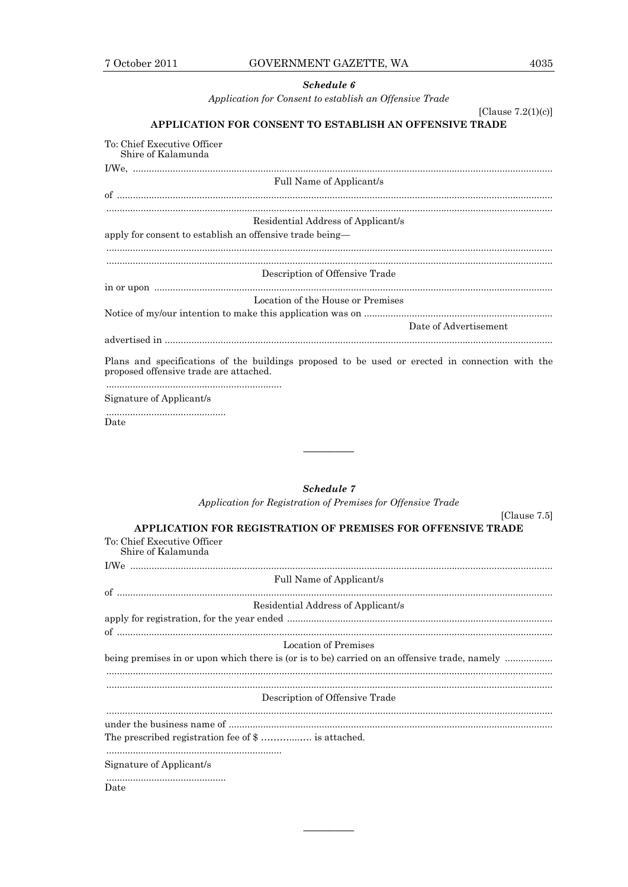*Schedule 6*

*Application for Consent to establish an Offensive Trade*

[Clause 7.2(1)(c)]

## APPLICATION FOR CONSENT TO ESTABLISH AN OFFENSIVE TRADE

To: Chief Executive Officer
Shire of Kalamunda

I/We, ..............................................................................................................................................

Full Name of Applicant/s

of ....................................................................................................................................................

..........................................................................................................................................................

Residential Address of Applicant/s

apply for consent to establish an offensive trade being—

..........................................................................................................................................................

..........................................................................................................................................................

Description of Offensive Trade

in or upon .......................................................................................................................................

Location of the House or Premises

Notice of my/our intention to make this application was on .......................................................................

Date of Advertisement

advertised in ...................................................................................................................................

Plans and specifications of the buildings proposed to be used or erected in connection with the proposed offensive trade are attached.

..................................................................

Signature of Applicant/s

.............................................

Date

---

*Schedule 7*

*Application for Registration of Premises for Offensive Trade*

[Clause 7.5]

## APPLICATION FOR REGISTRATION OF PREMISES FOR OFFENSIVE TRADE

To: Chief Executive Officer
Shire of Kalamunda

I/We ...............................................................................................................................................

Full Name of Applicant/s

of ....................................................................................................................................................

Residential Address of Applicant/s

apply for registration, for the year ended ...................................................................................................

of ....................................................................................................................................................

Location of Premises

being premises in or upon which there is (or is to be) carried on an offensive trade, namely ..................

..........................................................................................................................................................

..........................................................................................................................................................

Description of Offensive Trade

..........................................................................................................................................................

under the business name of ..........................................................................................................

The prescribed registration fee of $ ................. is attached.

..................................................................

Signature of Applicant/s

.............................................

Date

---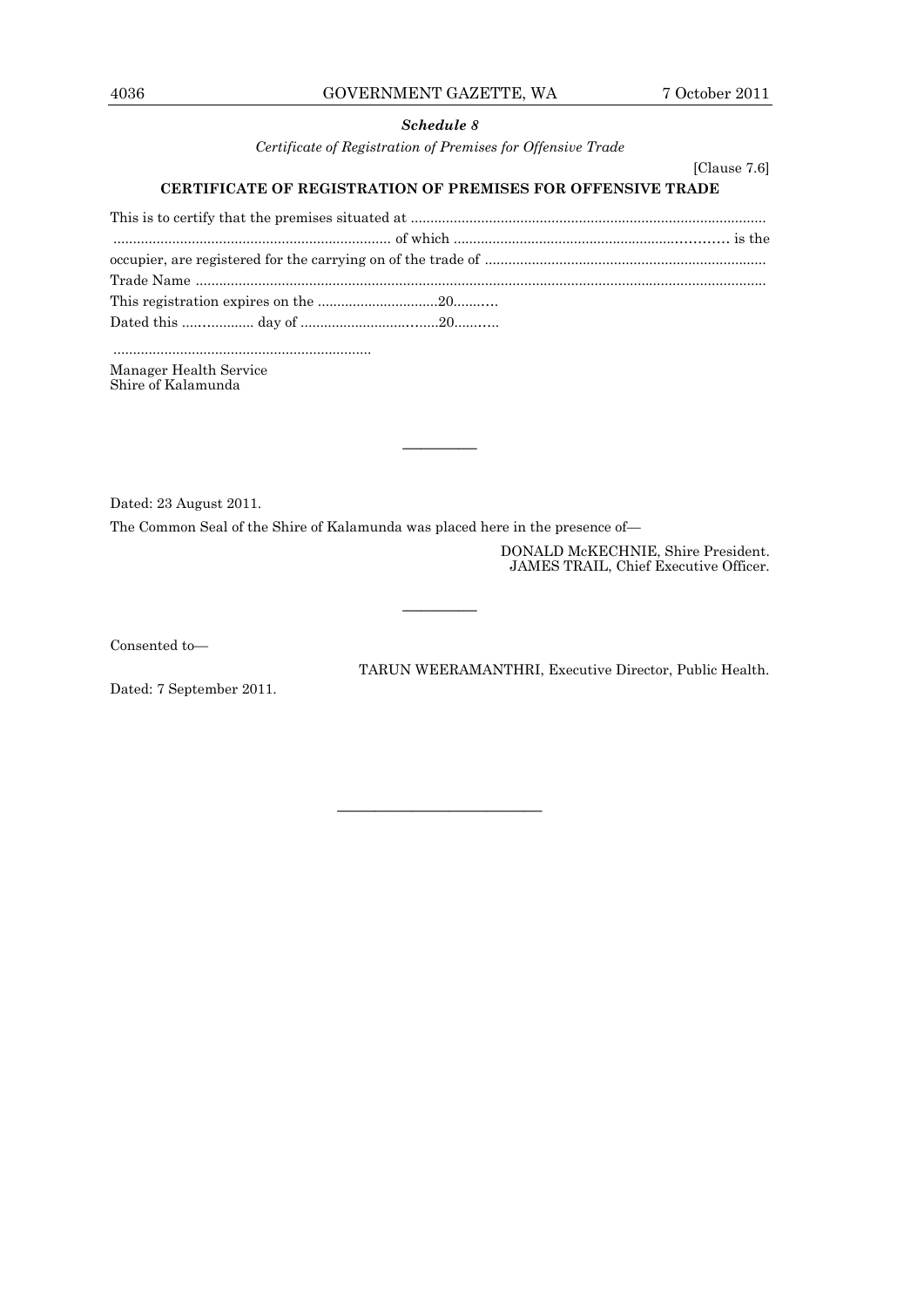*Schedule 8*

*Certificate of Registration of Premises for Offensive Trade*

[Clause 7.6]

**CERTIFICATE OF REGISTRATION OF PREMISES FOR OFFENSIVE TRADE**

This is to certify that the premises situated at ..........................................................................................
....................................................................... of which ......................................................………… is the
occupier, are registered for the carrying on of the trade of .......................................................................
Trade Name .................................................................................................................................................
This registration expires on the ...............................20..........
Dated this ….…........... day of ...................................…....20...…....

..................................................................
Manager Health Service
Shire of Kalamunda

---

Dated: 23 August 2011.

The Common Seal of the Shire of Kalamunda was placed here in the presence of—

DONALD McKECHNIE, Shire President.
JAMES TRAIL, Chief Executive Officer.

---

Consented to—

TARUN WEERAMANTHRI, Executive Director, Public Health.

Dated: 7 September 2011.

---